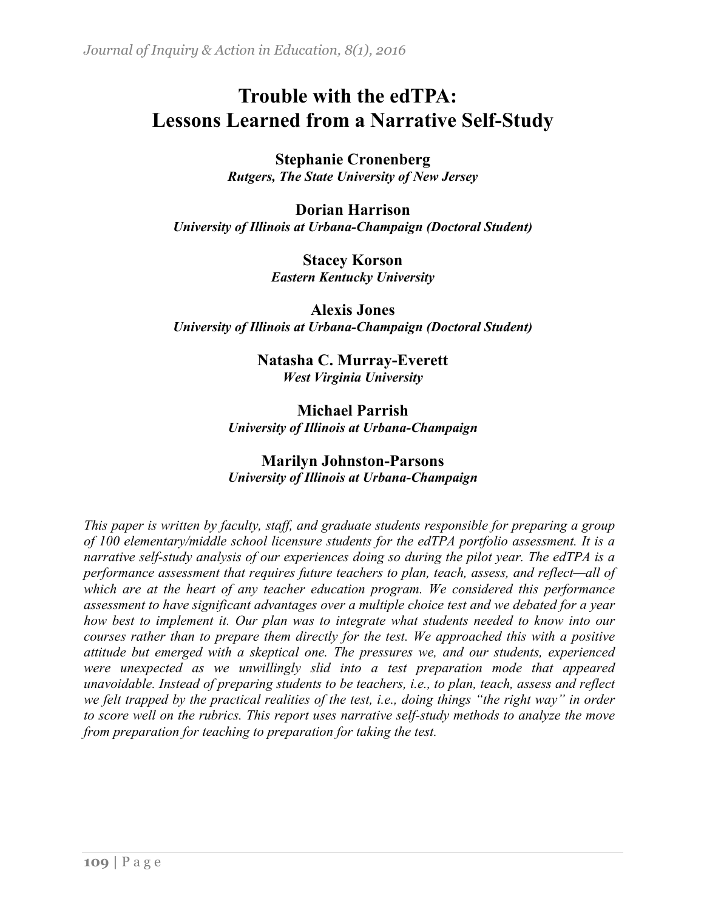# Trouble with the edTPA: Lessons Learned from a Narrative Self-Study

**Stephanie Cronenberg**
***Rutgers, The State University of New Jersey***

**Dorian Harrison**
***University of Illinois at Urbana-Champaign (Doctoral Student)***

**Stacey Korson**
***Eastern Kentucky University***

**Alexis Jones**
***University of Illinois at Urbana-Champaign (Doctoral Student)***

**Natasha C. Murray-Everett**
***West Virginia University***

**Michael Parrish**
***University of Illinois at Urbana-Champaign***

**Marilyn Johnston-Parsons**
***University of Illinois at Urbana-Champaign***

*This paper is written by faculty, staff, and graduate students responsible for preparing a group of 100 elementary/middle school licensure students for the edTPA portfolio assessment. It is a narrative self-study analysis of our experiences doing so during the pilot year. The edTPA is a performance assessment that requires future teachers to plan, teach, assess, and reflect—all of which are at the heart of any teacher education program. We considered this performance assessment to have significant advantages over a multiple choice test and we debated for a year how best to implement it. Our plan was to integrate what students needed to know into our courses rather than to prepare them directly for the test. We approached this with a positive attitude but emerged with a skeptical one. The pressures we, and our students, experienced were unexpected as we unwillingly slid into a test preparation mode that appeared unavoidable. Instead of preparing students to be teachers, i.e., to plan, teach, assess and reflect we felt trapped by the practical realities of the test, i.e., doing things "the right way" in order to score well on the rubrics. This report uses narrative self-study methods to analyze the move from preparation for teaching to preparation for taking the test.*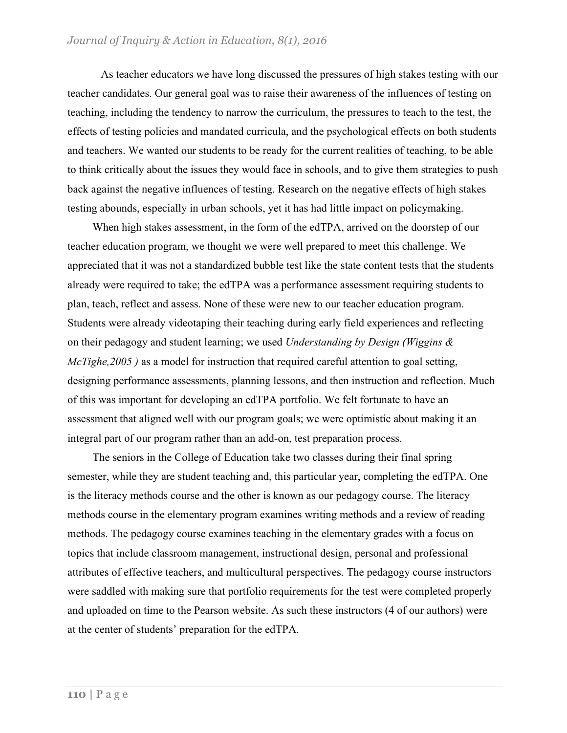As teacher educators we have long discussed the pressures of high stakes testing with our teacher candidates. Our general goal was to raise their awareness of the influences of testing on teaching, including the tendency to narrow the curriculum, the pressures to teach to the test, the effects of testing policies and mandated curricula, and the psychological effects on both students and teachers. We wanted our students to be ready for the current realities of teaching, to be able to think critically about the issues they would face in schools, and to give them strategies to push back against the negative influences of testing. Research on the negative effects of high stakes testing abounds, especially in urban schools, yet it has had little impact on policymaking.

When high stakes assessment, in the form of the edTPA, arrived on the doorstep of our teacher education program, we thought we were well prepared to meet this challenge. We appreciated that it was not a standardized bubble test like the state content tests that the students already were required to take; the edTPA was a performance assessment requiring students to plan, teach, reflect and assess. None of these were new to our teacher education program. Students were already videotaping their teaching during early field experiences and reflecting on their pedagogy and student learning; we used *Understanding by Design (Wiggins & McTighe,2005 )* as a model for instruction that required careful attention to goal setting, designing performance assessments, planning lessons, and then instruction and reflection. Much of this was important for developing an edTPA portfolio. We felt fortunate to have an assessment that aligned well with our program goals; we were optimistic about making it an integral part of our program rather than an add-on, test preparation process.

The seniors in the College of Education take two classes during their final spring semester, while they are student teaching and, this particular year, completing the edTPA. One is the literacy methods course and the other is known as our pedagogy course. The literacy methods course in the elementary program examines writing methods and a review of reading methods. The pedagogy course examines teaching in the elementary grades with a focus on topics that include classroom management, instructional design, personal and professional attributes of effective teachers, and multicultural perspectives. The pedagogy course instructors were saddled with making sure that portfolio requirements for the test were completed properly and uploaded on time to the Pearson website. As such these instructors (4 of our authors) were at the center of students' preparation for the edTPA.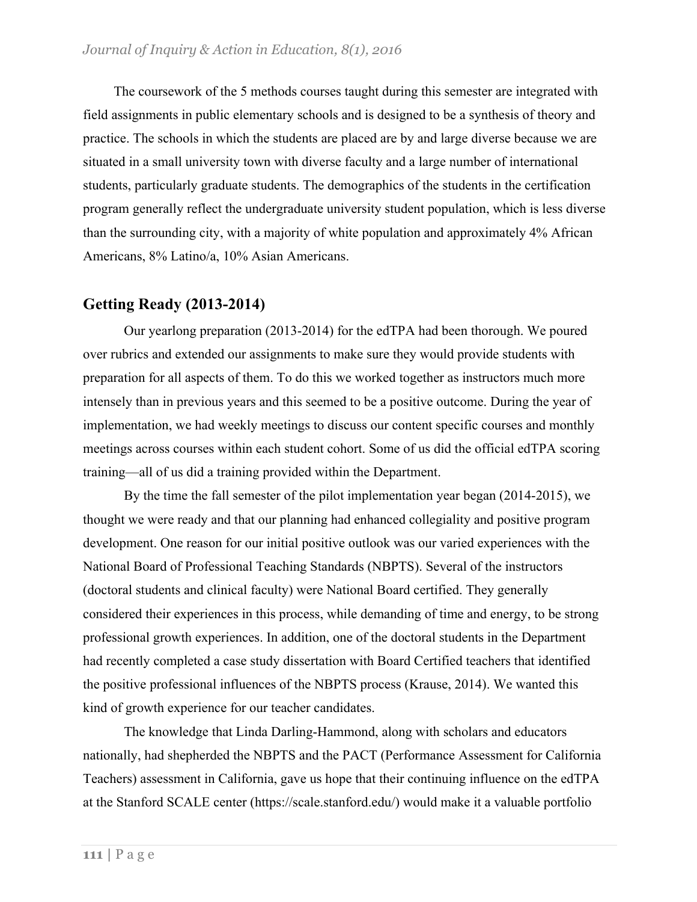The coursework of the 5 methods courses taught during this semester are integrated with field assignments in public elementary schools and is designed to be a synthesis of theory and practice. The schools in which the students are placed are by and large diverse because we are situated in a small university town with diverse faculty and a large number of international students, particularly graduate students. The demographics of the students in the certification program generally reflect the undergraduate university student population, which is less diverse than the surrounding city, with a majority of white population and approximately 4% African Americans, 8% Latino/a, 10% Asian Americans.

## Getting Ready (2013-2014)

Our yearlong preparation (2013-2014) for the edTPA had been thorough. We poured over rubrics and extended our assignments to make sure they would provide students with preparation for all aspects of them. To do this we worked together as instructors much more intensely than in previous years and this seemed to be a positive outcome. During the year of implementation, we had weekly meetings to discuss our content specific courses and monthly meetings across courses within each student cohort. Some of us did the official edTPA scoring training—all of us did a training provided within the Department.

By the time the fall semester of the pilot implementation year began (2014-2015), we thought we were ready and that our planning had enhanced collegiality and positive program development. One reason for our initial positive outlook was our varied experiences with the National Board of Professional Teaching Standards (NBPTS). Several of the instructors (doctoral students and clinical faculty) were National Board certified. They generally considered their experiences in this process, while demanding of time and energy, to be strong professional growth experiences. In addition, one of the doctoral students in the Department had recently completed a case study dissertation with Board Certified teachers that identified the positive professional influences of the NBPTS process (Krause, 2014). We wanted this kind of growth experience for our teacher candidates.

The knowledge that Linda Darling-Hammond, along with scholars and educators nationally, had shepherded the NBPTS and the PACT (Performance Assessment for California Teachers) assessment in California, gave us hope that their continuing influence on the edTPA at the Stanford SCALE center (https://scale.stanford.edu/) would make it a valuable portfolio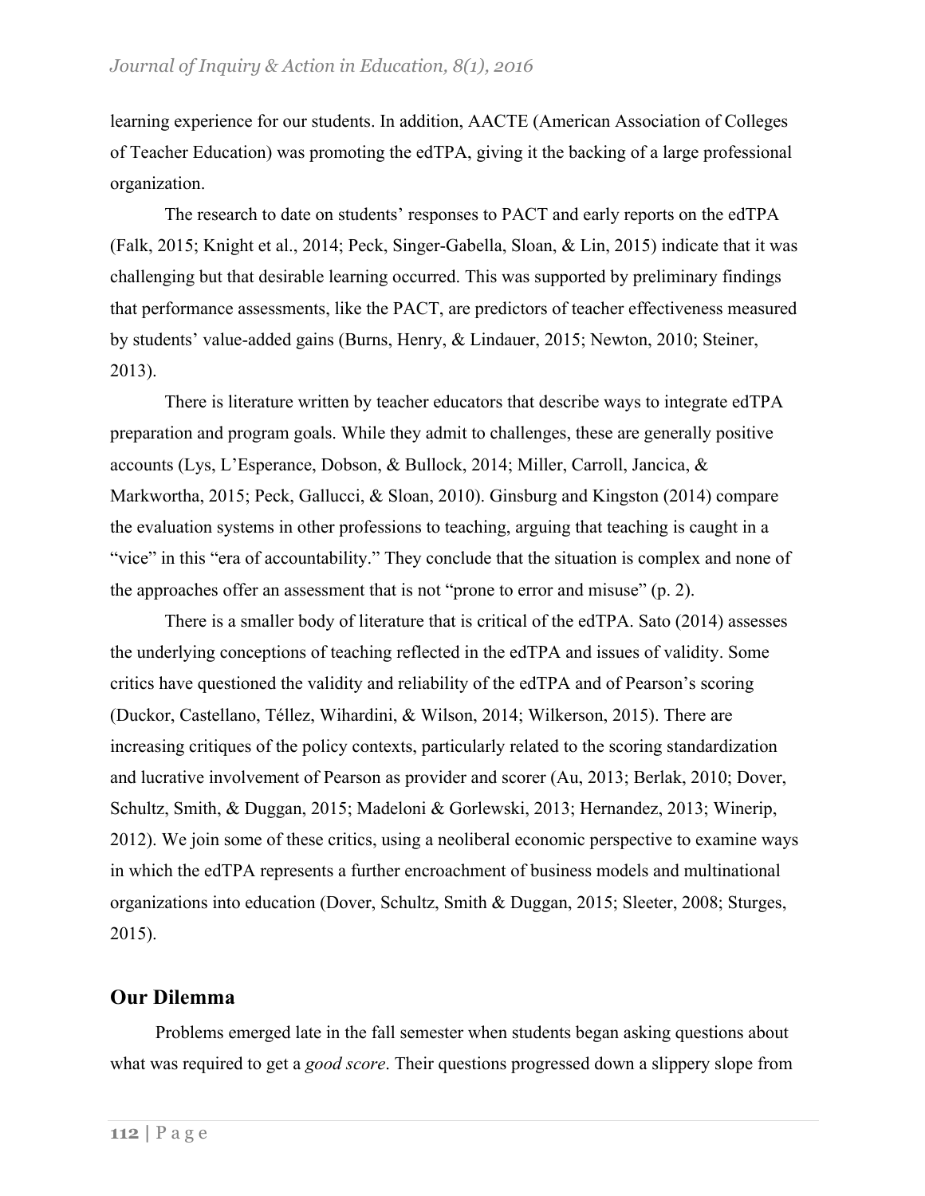learning experience for our students. In addition, AACTE (American Association of Colleges of Teacher Education) was promoting the edTPA, giving it the backing of a large professional organization.

The research to date on students' responses to PACT and early reports on the edTPA (Falk, 2015; Knight et al., 2014; Peck, Singer-Gabella, Sloan, & Lin, 2015) indicate that it was challenging but that desirable learning occurred. This was supported by preliminary findings that performance assessments, like the PACT, are predictors of teacher effectiveness measured by students' value-added gains (Burns, Henry, & Lindauer, 2015; Newton, 2010; Steiner, 2013).

There is literature written by teacher educators that describe ways to integrate edTPA preparation and program goals. While they admit to challenges, these are generally positive accounts (Lys, L'Esperance, Dobson, & Bullock, 2014; Miller, Carroll, Jancica, & Markwortha, 2015; Peck, Gallucci, & Sloan, 2010). Ginsburg and Kingston (2014) compare the evaluation systems in other professions to teaching, arguing that teaching is caught in a "vice" in this "era of accountability." They conclude that the situation is complex and none of the approaches offer an assessment that is not "prone to error and misuse" (p. 2).

There is a smaller body of literature that is critical of the edTPA. Sato (2014) assesses the underlying conceptions of teaching reflected in the edTPA and issues of validity. Some critics have questioned the validity and reliability of the edTPA and of Pearson's scoring (Duckor, Castellano, Téllez, Wihardini, & Wilson, 2014; Wilkerson, 2015). There are increasing critiques of the policy contexts, particularly related to the scoring standardization and lucrative involvement of Pearson as provider and scorer (Au, 2013; Berlak, 2010; Dover, Schultz, Smith, & Duggan, 2015; Madeloni & Gorlewski, 2013; Hernandez, 2013; Winerip, 2012). We join some of these critics, using a neoliberal economic perspective to examine ways in which the edTPA represents a further encroachment of business models and multinational organizations into education (Dover, Schultz, Smith & Duggan, 2015; Sleeter, 2008; Sturges, 2015).

## Our Dilemma

Problems emerged late in the fall semester when students began asking questions about what was required to get a *good score*. Their questions progressed down a slippery slope from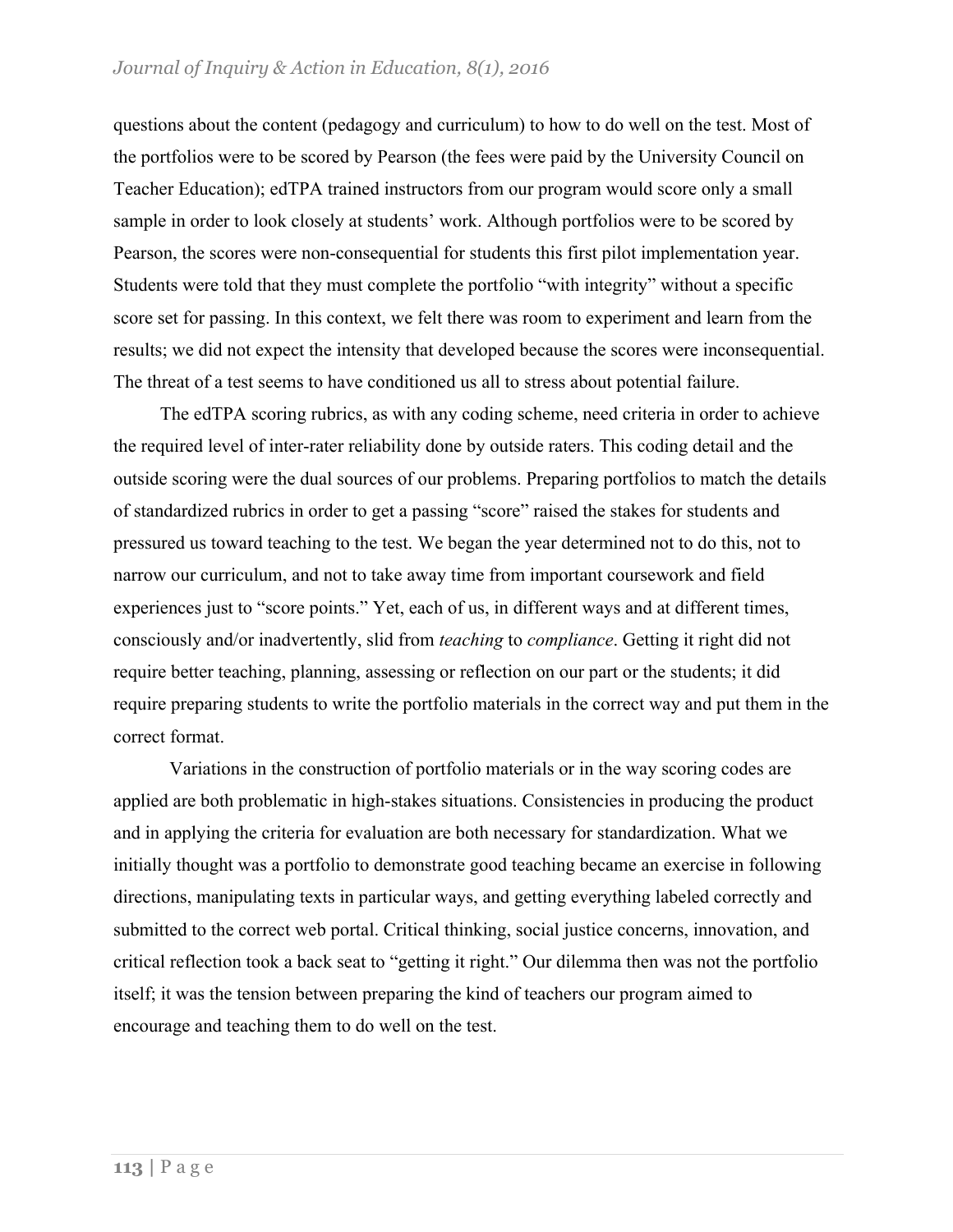questions about the content (pedagogy and curriculum) to how to do well on the test. Most of the portfolios were to be scored by Pearson (the fees were paid by the University Council on Teacher Education); edTPA trained instructors from our program would score only a small sample in order to look closely at students' work. Although portfolios were to be scored by Pearson, the scores were non-consequential for students this first pilot implementation year. Students were told that they must complete the portfolio "with integrity" without a specific score set for passing. In this context, we felt there was room to experiment and learn from the results; we did not expect the intensity that developed because the scores were inconsequential. The threat of a test seems to have conditioned us all to stress about potential failure.

The edTPA scoring rubrics, as with any coding scheme, need criteria in order to achieve the required level of inter-rater reliability done by outside raters. This coding detail and the outside scoring were the dual sources of our problems. Preparing portfolios to match the details of standardized rubrics in order to get a passing "score" raised the stakes for students and pressured us toward teaching to the test. We began the year determined not to do this, not to narrow our curriculum, and not to take away time from important coursework and field experiences just to "score points." Yet, each of us, in different ways and at different times, consciously and/or inadvertently, slid from *teaching* to *compliance*. Getting it right did not require better teaching, planning, assessing or reflection on our part or the students; it did require preparing students to write the portfolio materials in the correct way and put them in the correct format.

Variations in the construction of portfolio materials or in the way scoring codes are applied are both problematic in high-stakes situations. Consistencies in producing the product and in applying the criteria for evaluation are both necessary for standardization. What we initially thought was a portfolio to demonstrate good teaching became an exercise in following directions, manipulating texts in particular ways, and getting everything labeled correctly and submitted to the correct web portal. Critical thinking, social justice concerns, innovation, and critical reflection took a back seat to "getting it right." Our dilemma then was not the portfolio itself; it was the tension between preparing the kind of teachers our program aimed to encourage and teaching them to do well on the test.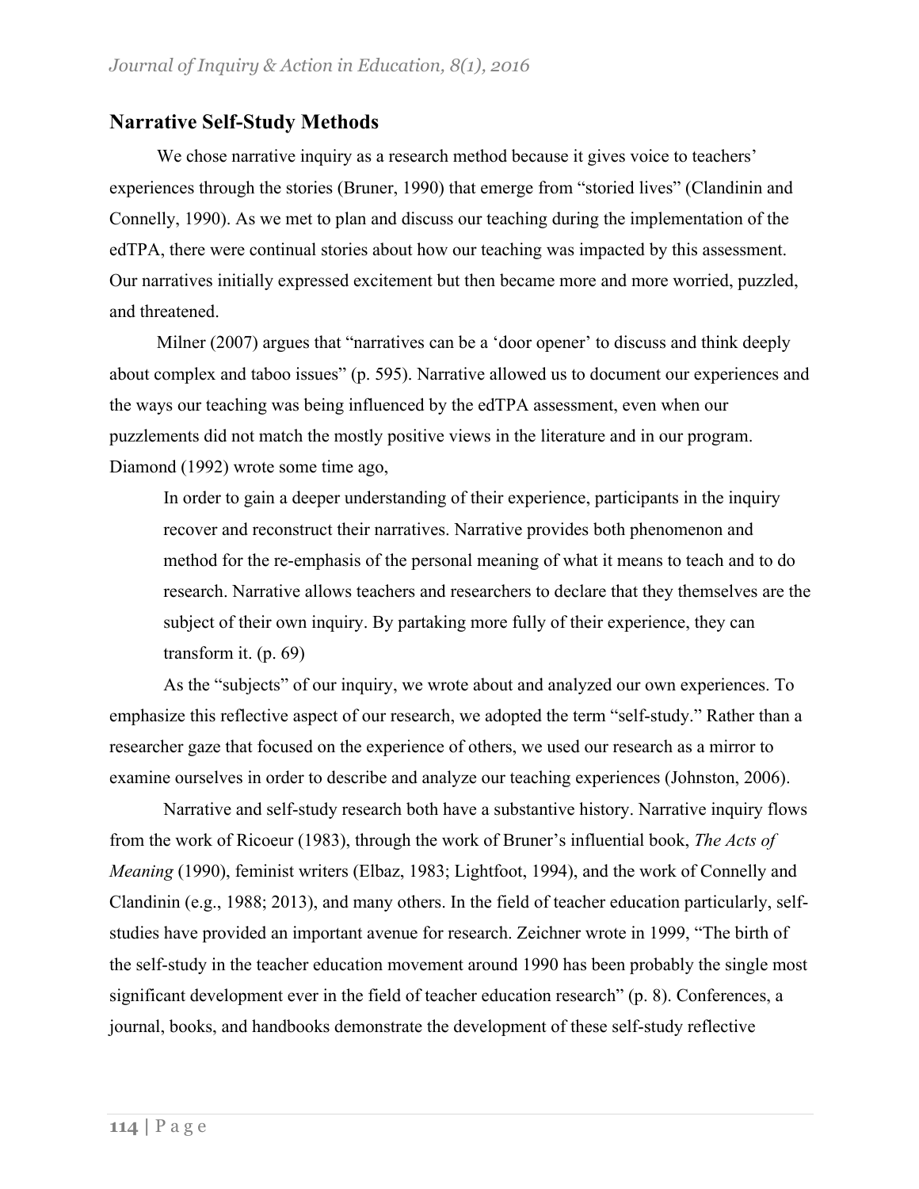## Narrative Self-Study Methods

We chose narrative inquiry as a research method because it gives voice to teachers' experiences through the stories (Bruner, 1990) that emerge from "storied lives" (Clandinin and Connelly, 1990). As we met to plan and discuss our teaching during the implementation of the edTPA, there were continual stories about how our teaching was impacted by this assessment. Our narratives initially expressed excitement but then became more and more worried, puzzled, and threatened.

Milner (2007) argues that "narratives can be a 'door opener' to discuss and think deeply about complex and taboo issues" (p. 595). Narrative allowed us to document our experiences and the ways our teaching was being influenced by the edTPA assessment, even when our puzzlements did not match the mostly positive views in the literature and in our program. Diamond (1992) wrote some time ago,

> In order to gain a deeper understanding of their experience, participants in the inquiry recover and reconstruct their narratives. Narrative provides both phenomenon and method for the re-emphasis of the personal meaning of what it means to teach and to do research. Narrative allows teachers and researchers to declare that they themselves are the subject of their own inquiry. By partaking more fully of their experience, they can transform it. (p. 69)

As the "subjects" of our inquiry, we wrote about and analyzed our own experiences. To emphasize this reflective aspect of our research, we adopted the term "self-study." Rather than a researcher gaze that focused on the experience of others, we used our research as a mirror to examine ourselves in order to describe and analyze our teaching experiences (Johnston, 2006).

Narrative and self-study research both have a substantive history. Narrative inquiry flows from the work of Ricoeur (1983), through the work of Bruner's influential book, *The Acts of Meaning* (1990), feminist writers (Elbaz, 1983; Lightfoot, 1994), and the work of Connelly and Clandinin (e.g., 1988; 2013), and many others. In the field of teacher education particularly, self-studies have provided an important avenue for research. Zeichner wrote in 1999, "The birth of the self-study in the teacher education movement around 1990 has been probably the single most significant development ever in the field of teacher education research" (p. 8). Conferences, a journal, books, and handbooks demonstrate the development of these self-study reflective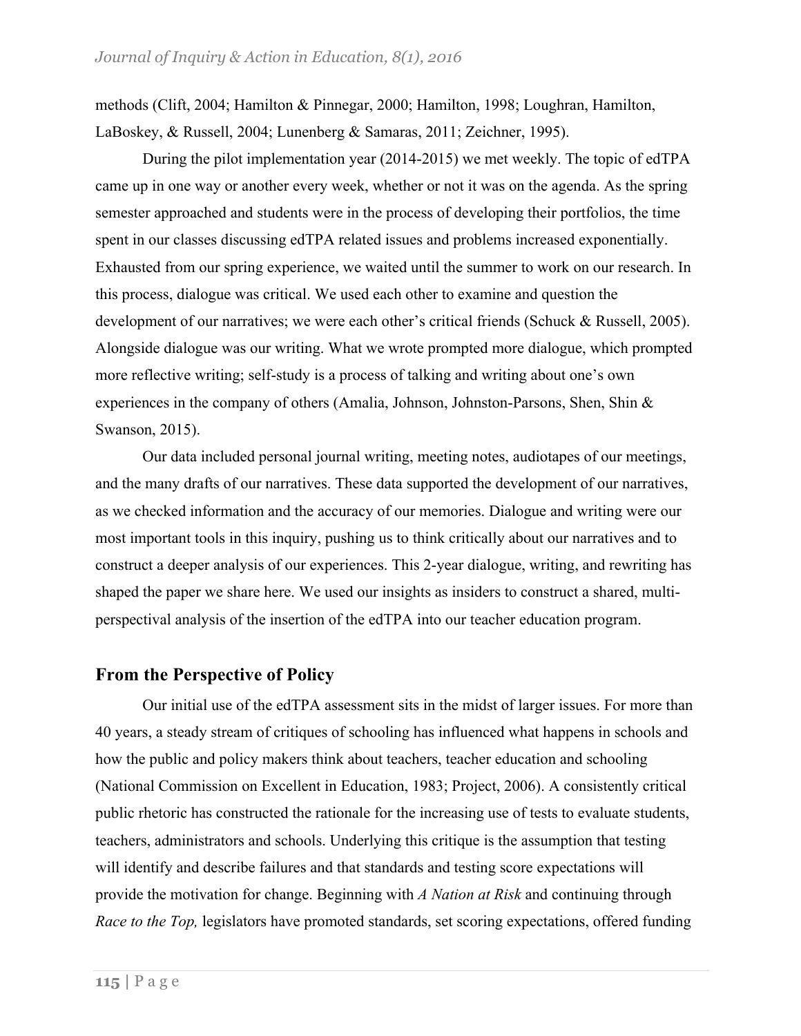methods (Clift, 2004; Hamilton & Pinnegar, 2000; Hamilton, 1998; Loughran, Hamilton, LaBoskey, & Russell, 2004; Lunenberg & Samaras, 2011; Zeichner, 1995).

During the pilot implementation year (2014-2015) we met weekly. The topic of edTPA came up in one way or another every week, whether or not it was on the agenda. As the spring semester approached and students were in the process of developing their portfolios, the time spent in our classes discussing edTPA related issues and problems increased exponentially. Exhausted from our spring experience, we waited until the summer to work on our research. In this process, dialogue was critical. We used each other to examine and question the development of our narratives; we were each other's critical friends (Schuck & Russell, 2005). Alongside dialogue was our writing. What we wrote prompted more dialogue, which prompted more reflective writing; self-study is a process of talking and writing about one's own experiences in the company of others (Amalia, Johnson, Johnston-Parsons, Shen, Shin & Swanson, 2015).

Our data included personal journal writing, meeting notes, audiotapes of our meetings, and the many drafts of our narratives. These data supported the development of our narratives, as we checked information and the accuracy of our memories. Dialogue and writing were our most important tools in this inquiry, pushing us to think critically about our narratives and to construct a deeper analysis of our experiences. This 2-year dialogue, writing, and rewriting has shaped the paper we share here. We used our insights as insiders to construct a shared, multi-perspectival analysis of the insertion of the edTPA into our teacher education program.

## From the Perspective of Policy

Our initial use of the edTPA assessment sits in the midst of larger issues. For more than 40 years, a steady stream of critiques of schooling has influenced what happens in schools and how the public and policy makers think about teachers, teacher education and schooling (National Commission on Excellent in Education, 1983; Project, 2006). A consistently critical public rhetoric has constructed the rationale for the increasing use of tests to evaluate students, teachers, administrators and schools. Underlying this critique is the assumption that testing will identify and describe failures and that standards and testing score expectations will provide the motivation for change. Beginning with *A Nation at Risk* and continuing through *Race to the Top,* legislators have promoted standards, set scoring expectations, offered funding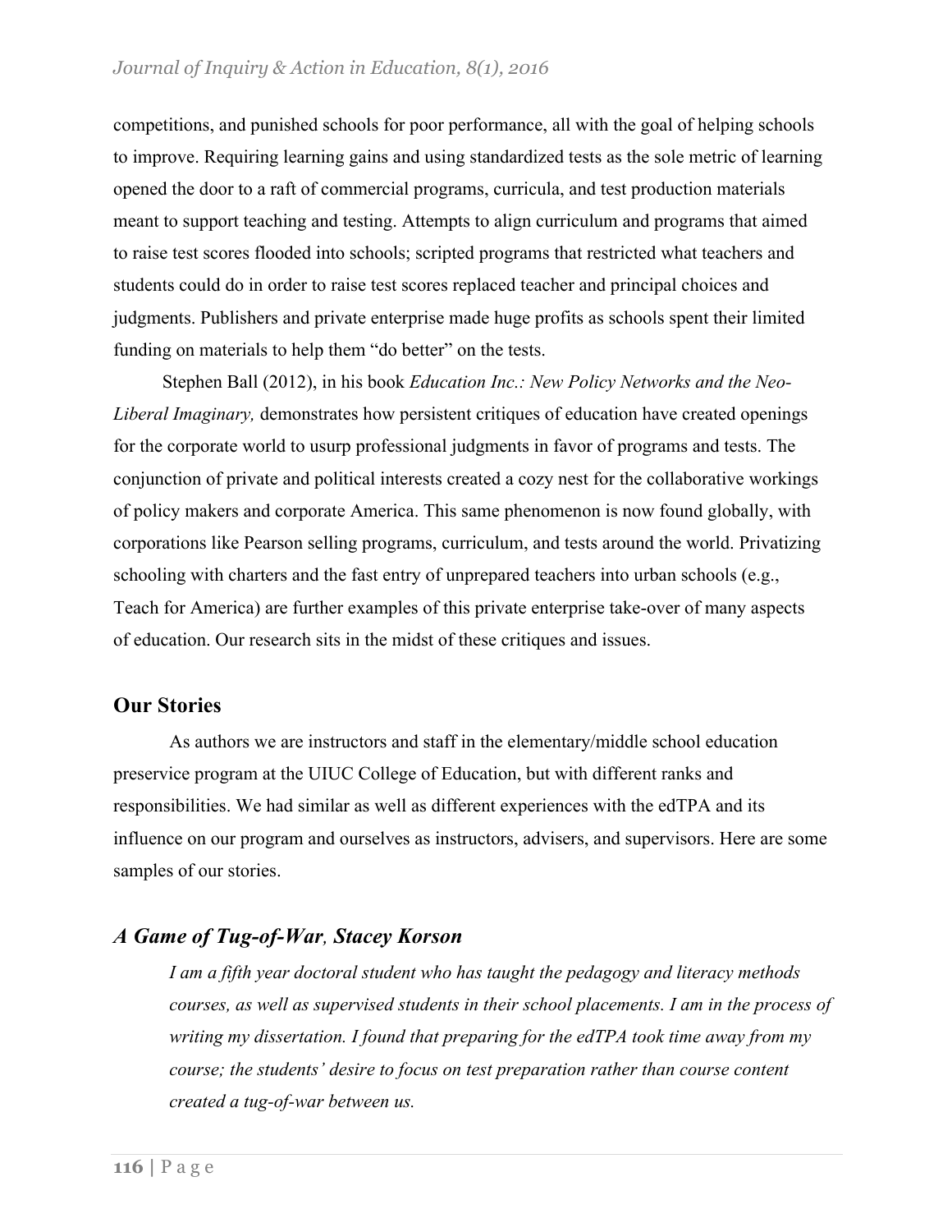competitions, and punished schools for poor performance, all with the goal of helping schools to improve. Requiring learning gains and using standardized tests as the sole metric of learning opened the door to a raft of commercial programs, curricula, and test production materials meant to support teaching and testing. Attempts to align curriculum and programs that aimed to raise test scores flooded into schools; scripted programs that restricted what teachers and students could do in order to raise test scores replaced teacher and principal choices and judgments. Publishers and private enterprise made huge profits as schools spent their limited funding on materials to help them "do better" on the tests.

Stephen Ball (2012), in his book *Education Inc.: New Policy Networks and the Neo-Liberal Imaginary,* demonstrates how persistent critiques of education have created openings for the corporate world to usurp professional judgments in favor of programs and tests. The conjunction of private and political interests created a cozy nest for the collaborative workings of policy makers and corporate America. This same phenomenon is now found globally, with corporations like Pearson selling programs, curriculum, and tests around the world. Privatizing schooling with charters and the fast entry of unprepared teachers into urban schools (e.g., Teach for America) are further examples of this private enterprise take-over of many aspects of education. Our research sits in the midst of these critiques and issues.

## Our Stories

As authors we are instructors and staff in the elementary/middle school education preservice program at the UIUC College of Education, but with different ranks and responsibilities. We had similar as well as different experiences with the edTPA and its influence on our program and ourselves as instructors, advisers, and supervisors. Here are some samples of our stories.

### *A Game of Tug-of-War, Stacey Korson*

*I am a fifth year doctoral student who has taught the pedagogy and literacy methods courses, as well as supervised students in their school placements. I am in the process of writing my dissertation. I found that preparing for the edTPA took time away from my course; the students' desire to focus on test preparation rather than course content created a tug-of-war between us.*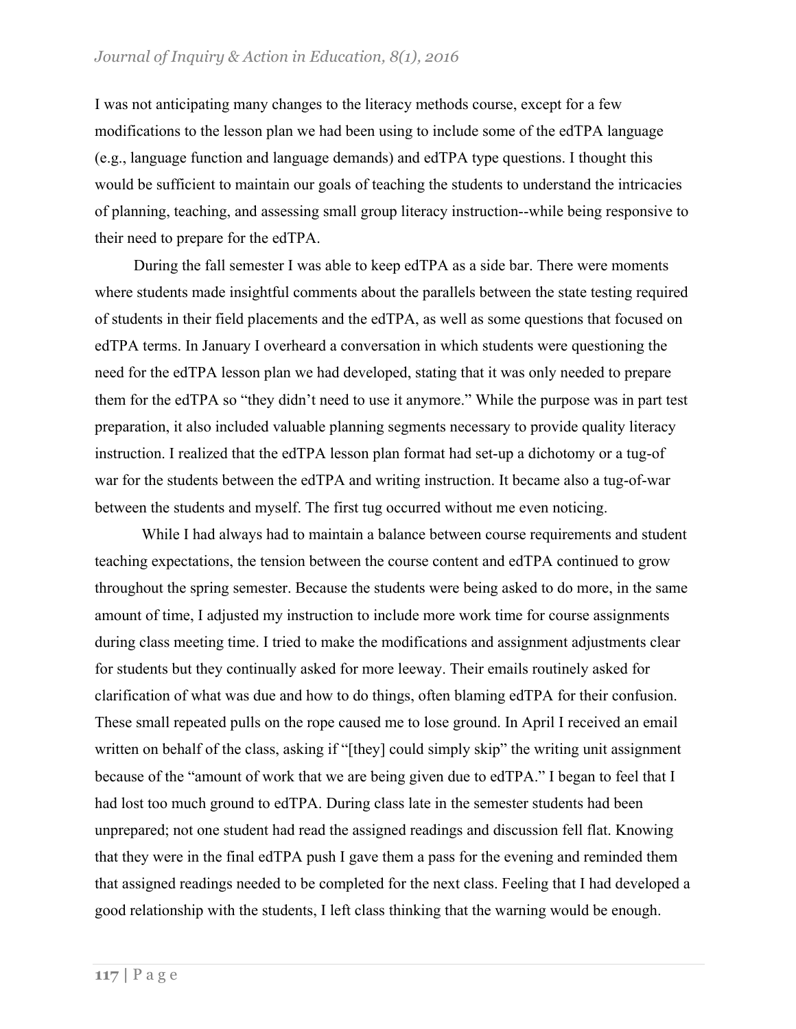I was not anticipating many changes to the literacy methods course, except for a few modifications to the lesson plan we had been using to include some of the edTPA language (e.g., language function and language demands) and edTPA type questions. I thought this would be sufficient to maintain our goals of teaching the students to understand the intricacies of planning, teaching, and assessing small group literacy instruction--while being responsive to their need to prepare for the edTPA.

During the fall semester I was able to keep edTPA as a side bar. There were moments where students made insightful comments about the parallels between the state testing required of students in their field placements and the edTPA, as well as some questions that focused on edTPA terms. In January I overheard a conversation in which students were questioning the need for the edTPA lesson plan we had developed, stating that it was only needed to prepare them for the edTPA so "they didn't need to use it anymore." While the purpose was in part test preparation, it also included valuable planning segments necessary to provide quality literacy instruction. I realized that the edTPA lesson plan format had set-up a dichotomy or a tug-of war for the students between the edTPA and writing instruction. It became also a tug-of-war between the students and myself. The first tug occurred without me even noticing.

While I had always had to maintain a balance between course requirements and student teaching expectations, the tension between the course content and edTPA continued to grow throughout the spring semester. Because the students were being asked to do more, in the same amount of time, I adjusted my instruction to include more work time for course assignments during class meeting time. I tried to make the modifications and assignment adjustments clear for students but they continually asked for more leeway. Their emails routinely asked for clarification of what was due and how to do things, often blaming edTPA for their confusion. These small repeated pulls on the rope caused me to lose ground. In April I received an email written on behalf of the class, asking if "[they] could simply skip" the writing unit assignment because of the "amount of work that we are being given due to edTPA." I began to feel that I had lost too much ground to edTPA. During class late in the semester students had been unprepared; not one student had read the assigned readings and discussion fell flat. Knowing that they were in the final edTPA push I gave them a pass for the evening and reminded them that assigned readings needed to be completed for the next class. Feeling that I had developed a good relationship with the students, I left class thinking that the warning would be enough.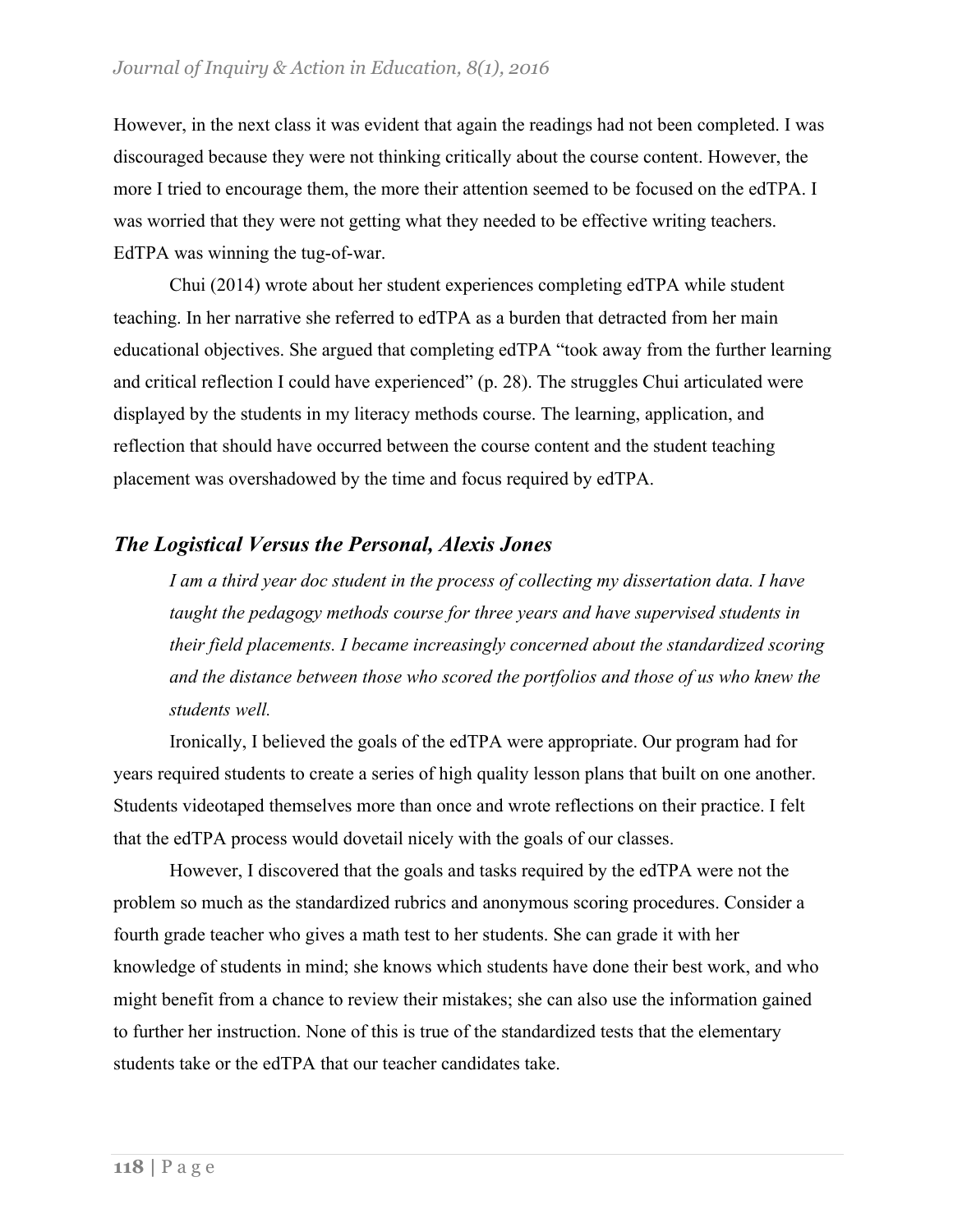However, in the next class it was evident that again the readings had not been completed. I was discouraged because they were not thinking critically about the course content. However, the more I tried to encourage them, the more their attention seemed to be focused on the edTPA. I was worried that they were not getting what they needed to be effective writing teachers. EdTPA was winning the tug-of-war.

Chui (2014) wrote about her student experiences completing edTPA while student teaching. In her narrative she referred to edTPA as a burden that detracted from her main educational objectives. She argued that completing edTPA "took away from the further learning and critical reflection I could have experienced" (p. 28). The struggles Chui articulated were displayed by the students in my literacy methods course. The learning, application, and reflection that should have occurred between the course content and the student teaching placement was overshadowed by the time and focus required by edTPA.

## *The Logistical Versus the Personal, Alexis Jones*

*I am a third year doc student in the process of collecting my dissertation data. I have taught the pedagogy methods course for three years and have supervised students in their field placements. I became increasingly concerned about the standardized scoring and the distance between those who scored the portfolios and those of us who knew the students well.*

Ironically, I believed the goals of the edTPA were appropriate. Our program had for years required students to create a series of high quality lesson plans that built on one another. Students videotaped themselves more than once and wrote reflections on their practice. I felt that the edTPA process would dovetail nicely with the goals of our classes.

However, I discovered that the goals and tasks required by the edTPA were not the problem so much as the standardized rubrics and anonymous scoring procedures. Consider a fourth grade teacher who gives a math test to her students. She can grade it with her knowledge of students in mind; she knows which students have done their best work, and who might benefit from a chance to review their mistakes; she can also use the information gained to further her instruction. None of this is true of the standardized tests that the elementary students take or the edTPA that our teacher candidates take.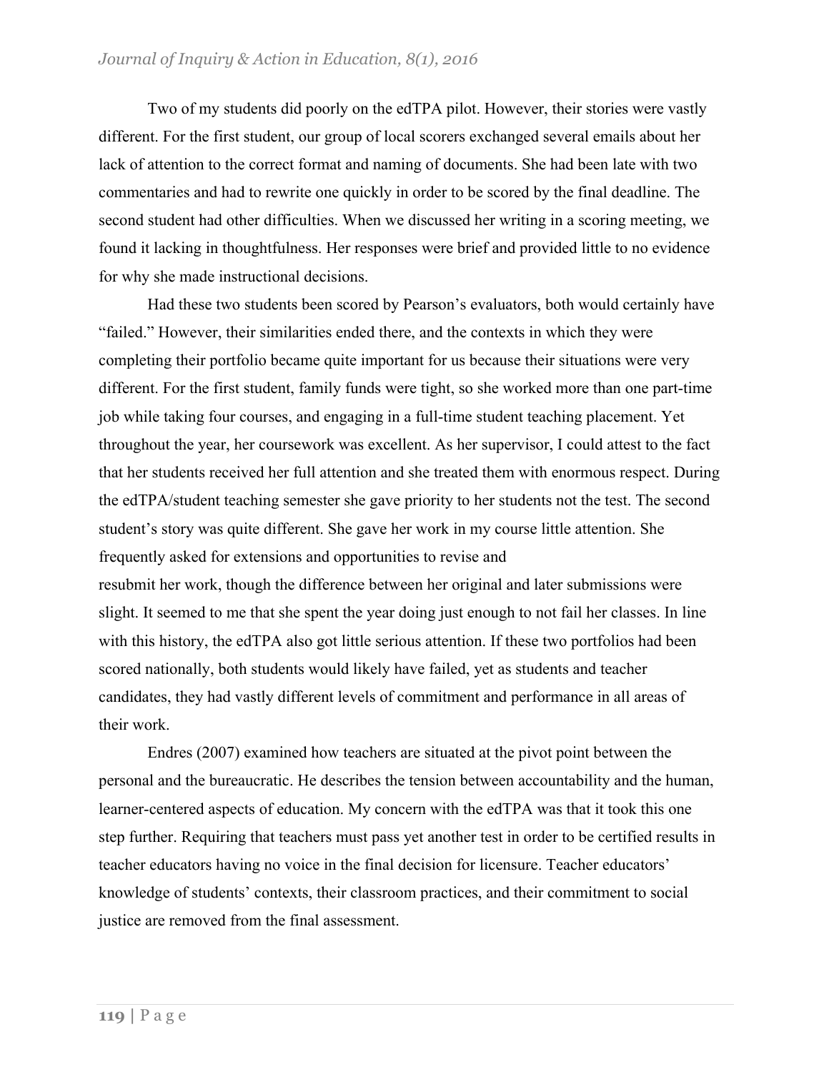Two of my students did poorly on the edTPA pilot. However, their stories were vastly different. For the first student, our group of local scorers exchanged several emails about her lack of attention to the correct format and naming of documents. She had been late with two commentaries and had to rewrite one quickly in order to be scored by the final deadline. The second student had other difficulties. When we discussed her writing in a scoring meeting, we found it lacking in thoughtfulness. Her responses were brief and provided little to no evidence for why she made instructional decisions.

Had these two students been scored by Pearson's evaluators, both would certainly have "failed." However, their similarities ended there, and the contexts in which they were completing their portfolio became quite important for us because their situations were very different. For the first student, family funds were tight, so she worked more than one part-time job while taking four courses, and engaging in a full-time student teaching placement. Yet throughout the year, her coursework was excellent. As her supervisor, I could attest to the fact that her students received her full attention and she treated them with enormous respect. During the edTPA/student teaching semester she gave priority to her students not the test. The second student's story was quite different. She gave her work in my course little attention. She frequently asked for extensions and opportunities to revise and resubmit her work, though the difference between her original and later submissions were slight. It seemed to me that she spent the year doing just enough to not fail her classes. In line with this history, the edTPA also got little serious attention. If these two portfolios had been scored nationally, both students would likely have failed, yet as students and teacher candidates, they had vastly different levels of commitment and performance in all areas of their work.

Endres (2007) examined how teachers are situated at the pivot point between the personal and the bureaucratic. He describes the tension between accountability and the human, learner-centered aspects of education. My concern with the edTPA was that it took this one step further. Requiring that teachers must pass yet another test in order to be certified results in teacher educators having no voice in the final decision for licensure. Teacher educators' knowledge of students' contexts, their classroom practices, and their commitment to social justice are removed from the final assessment.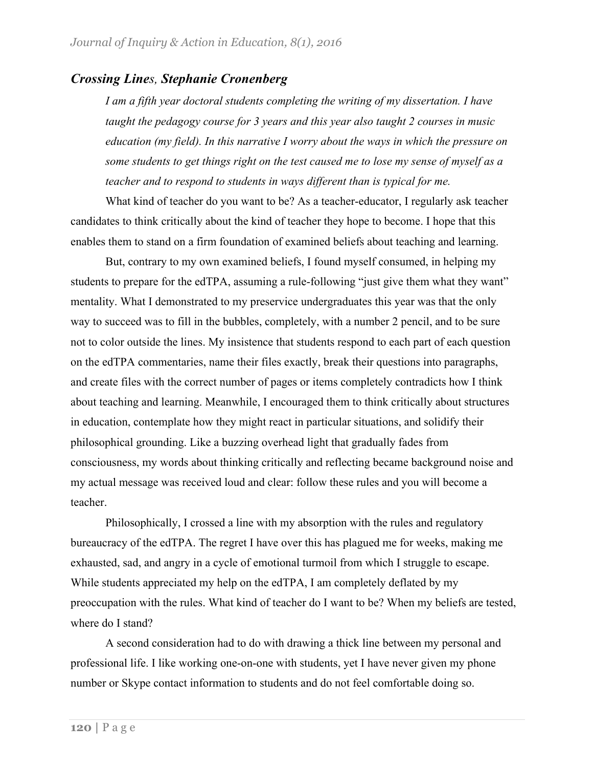### *Crossing Lines, Stephanie Cronenberg*

*I am a fifth year doctoral students completing the writing of my dissertation. I have taught the pedagogy course for 3 years and this year also taught 2 courses in music education (my field). In this narrative I worry about the ways in which the pressure on some students to get things right on the test caused me to lose my sense of myself as a teacher and to respond to students in ways different than is typical for me.*

What kind of teacher do you want to be? As a teacher-educator, I regularly ask teacher candidates to think critically about the kind of teacher they hope to become. I hope that this enables them to stand on a firm foundation of examined beliefs about teaching and learning.

But, contrary to my own examined beliefs, I found myself consumed, in helping my students to prepare for the edTPA, assuming a rule-following "just give them what they want" mentality. What I demonstrated to my preservice undergraduates this year was that the only way to succeed was to fill in the bubbles, completely, with a number 2 pencil, and to be sure not to color outside the lines. My insistence that students respond to each part of each question on the edTPA commentaries, name their files exactly, break their questions into paragraphs, and create files with the correct number of pages or items completely contradicts how I think about teaching and learning. Meanwhile, I encouraged them to think critically about structures in education, contemplate how they might react in particular situations, and solidify their philosophical grounding. Like a buzzing overhead light that gradually fades from consciousness, my words about thinking critically and reflecting became background noise and my actual message was received loud and clear: follow these rules and you will become a teacher.

Philosophically, I crossed a line with my absorption with the rules and regulatory bureaucracy of the edTPA. The regret I have over this has plagued me for weeks, making me exhausted, sad, and angry in a cycle of emotional turmoil from which I struggle to escape. While students appreciated my help on the edTPA, I am completely deflated by my preoccupation with the rules. What kind of teacher do I want to be? When my beliefs are tested, where do I stand?

A second consideration had to do with drawing a thick line between my personal and professional life. I like working one-on-one with students, yet I have never given my phone number or Skype contact information to students and do not feel comfortable doing so.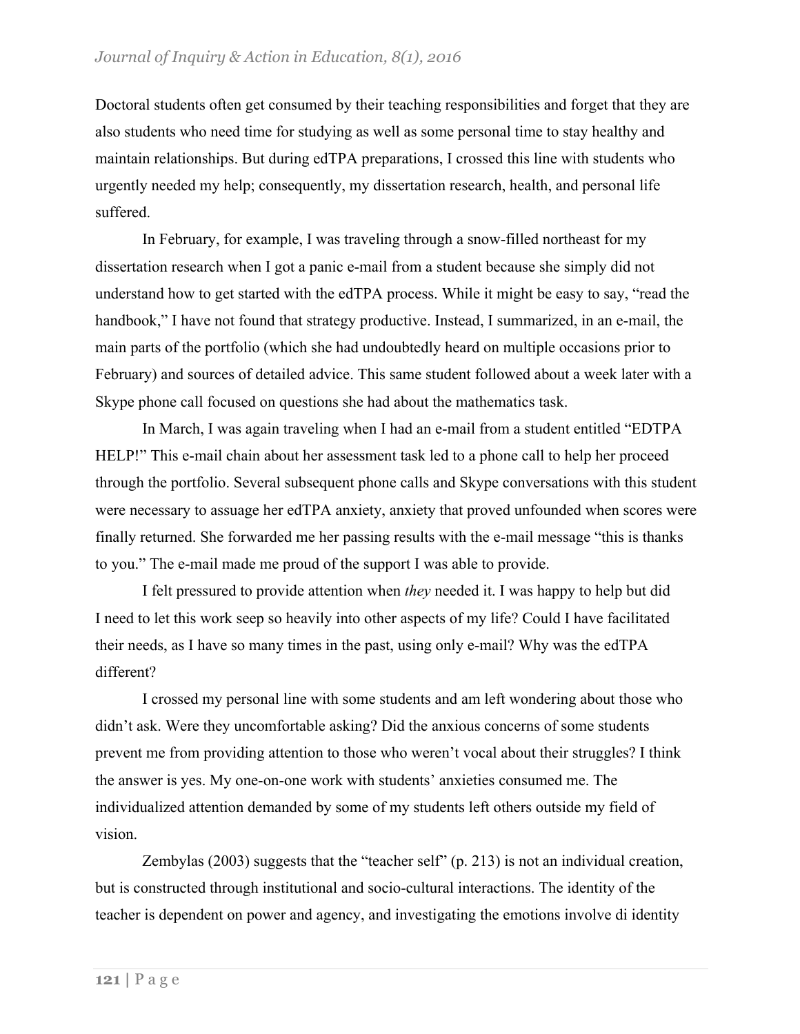Doctoral students often get consumed by their teaching responsibilities and forget that they are also students who need time for studying as well as some personal time to stay healthy and maintain relationships. But during edTPA preparations, I crossed this line with students who urgently needed my help; consequently, my dissertation research, health, and personal life suffered.

In February, for example, I was traveling through a snow-filled northeast for my dissertation research when I got a panic e-mail from a student because she simply did not understand how to get started with the edTPA process. While it might be easy to say, "read the handbook," I have not found that strategy productive. Instead, I summarized, in an e-mail, the main parts of the portfolio (which she had undoubtedly heard on multiple occasions prior to February) and sources of detailed advice. This same student followed about a week later with a Skype phone call focused on questions she had about the mathematics task.

In March, I was again traveling when I had an e-mail from a student entitled "EDTPA HELP!" This e-mail chain about her assessment task led to a phone call to help her proceed through the portfolio. Several subsequent phone calls and Skype conversations with this student were necessary to assuage her edTPA anxiety, anxiety that proved unfounded when scores were finally returned. She forwarded me her passing results with the e-mail message "this is thanks to you." The e-mail made me proud of the support I was able to provide.

I felt pressured to provide attention when *they* needed it. I was happy to help but did I need to let this work seep so heavily into other aspects of my life? Could I have facilitated their needs, as I have so many times in the past, using only e-mail? Why was the edTPA different?

I crossed my personal line with some students and am left wondering about those who didn't ask. Were they uncomfortable asking? Did the anxious concerns of some students prevent me from providing attention to those who weren't vocal about their struggles? I think the answer is yes. My one-on-one work with students' anxieties consumed me. The individualized attention demanded by some of my students left others outside my field of vision.

Zembylas (2003) suggests that the "teacher self" (p. 213) is not an individual creation, but is constructed through institutional and socio-cultural interactions. The identity of the teacher is dependent on power and agency, and investigating the emotions involve di identity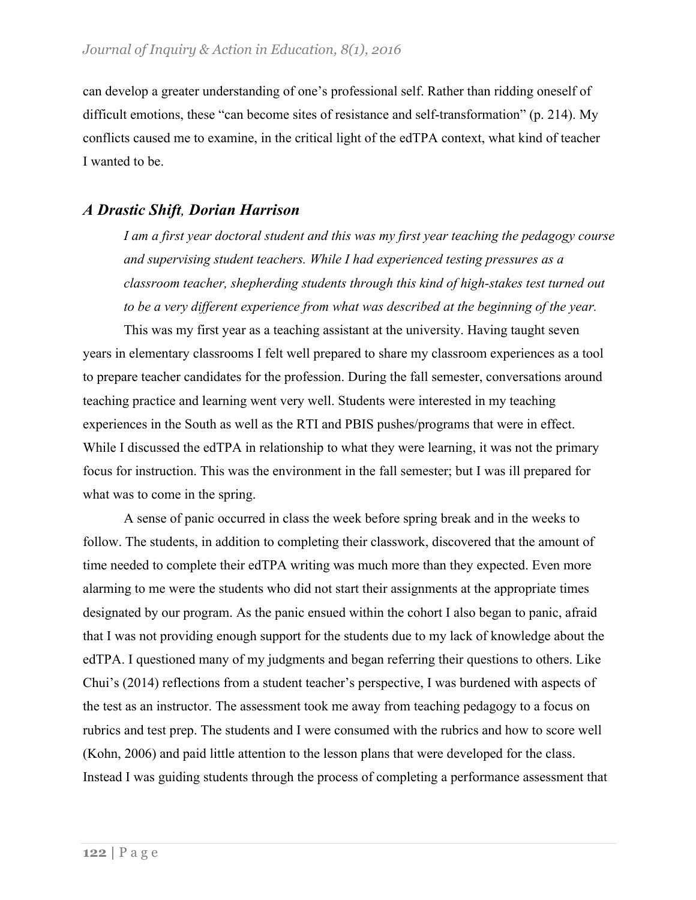can develop a greater understanding of one's professional self. Rather than ridding oneself of difficult emotions, these "can become sites of resistance and self-transformation" (p. 214). My conflicts caused me to examine, in the critical light of the edTPA context, what kind of teacher I wanted to be.

## *A Drastic Shift, Dorian Harrison*

*I am a first year doctoral student and this was my first year teaching the pedagogy course and supervising student teachers. While I had experienced testing pressures as a classroom teacher, shepherding students through this kind of high-stakes test turned out to be a very different experience from what was described at the beginning of the year.*

This was my first year as a teaching assistant at the university. Having taught seven years in elementary classrooms I felt well prepared to share my classroom experiences as a tool to prepare teacher candidates for the profession. During the fall semester, conversations around teaching practice and learning went very well. Students were interested in my teaching experiences in the South as well as the RTI and PBIS pushes/programs that were in effect. While I discussed the edTPA in relationship to what they were learning, it was not the primary focus for instruction. This was the environment in the fall semester; but I was ill prepared for what was to come in the spring.

A sense of panic occurred in class the week before spring break and in the weeks to follow. The students, in addition to completing their classwork, discovered that the amount of time needed to complete their edTPA writing was much more than they expected. Even more alarming to me were the students who did not start their assignments at the appropriate times designated by our program. As the panic ensued within the cohort I also began to panic, afraid that I was not providing enough support for the students due to my lack of knowledge about the edTPA. I questioned many of my judgments and began referring their questions to others. Like Chui's (2014) reflections from a student teacher's perspective, I was burdened with aspects of the test as an instructor. The assessment took me away from teaching pedagogy to a focus on rubrics and test prep. The students and I were consumed with the rubrics and how to score well (Kohn, 2006) and paid little attention to the lesson plans that were developed for the class. Instead I was guiding students through the process of completing a performance assessment that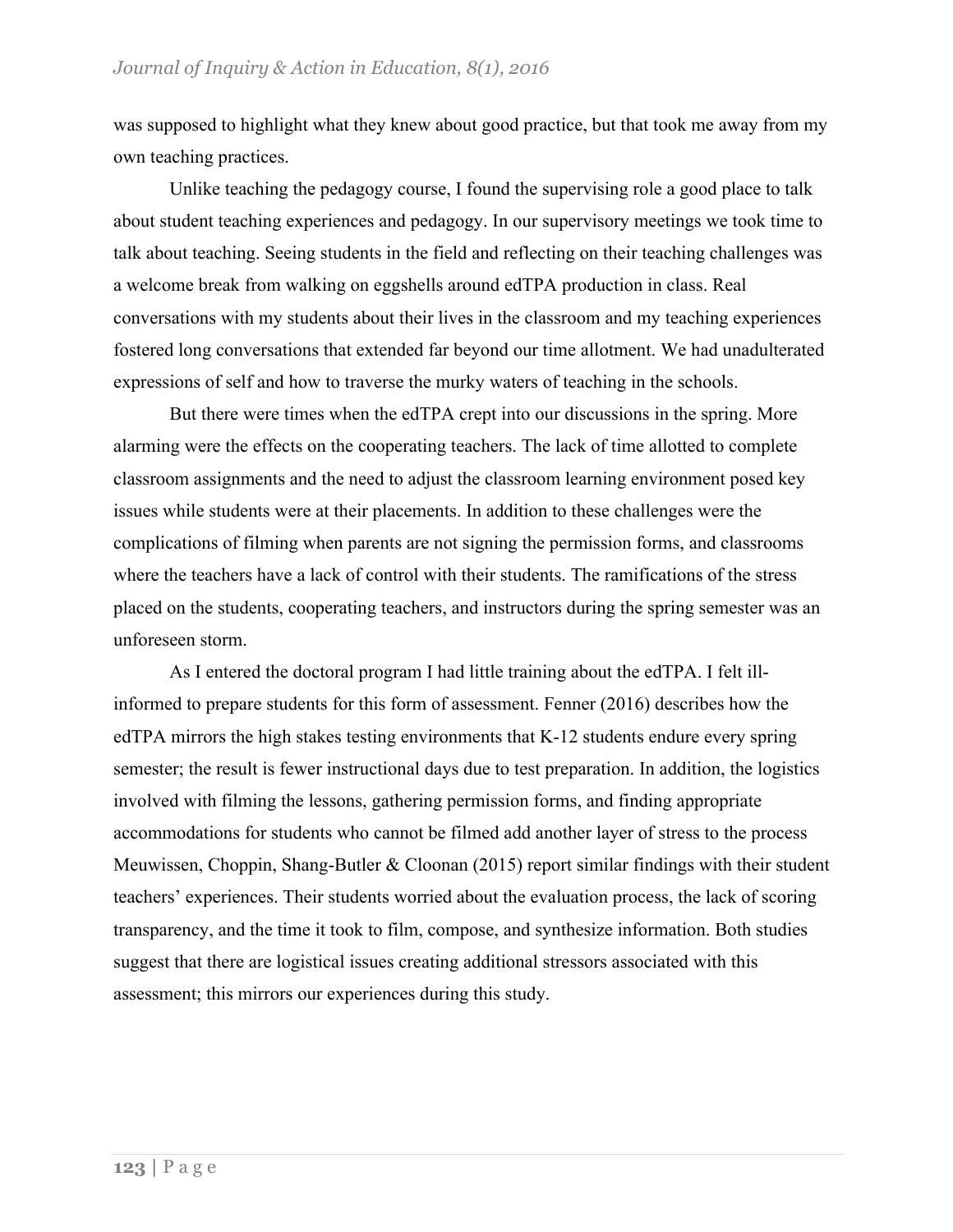was supposed to highlight what they knew about good practice, but that took me away from my own teaching practices.

Unlike teaching the pedagogy course, I found the supervising role a good place to talk about student teaching experiences and pedagogy. In our supervisory meetings we took time to talk about teaching. Seeing students in the field and reflecting on their teaching challenges was a welcome break from walking on eggshells around edTPA production in class. Real conversations with my students about their lives in the classroom and my teaching experiences fostered long conversations that extended far beyond our time allotment. We had unadulterated expressions of self and how to traverse the murky waters of teaching in the schools.

But there were times when the edTPA crept into our discussions in the spring. More alarming were the effects on the cooperating teachers. The lack of time allotted to complete classroom assignments and the need to adjust the classroom learning environment posed key issues while students were at their placements. In addition to these challenges were the complications of filming when parents are not signing the permission forms, and classrooms where the teachers have a lack of control with their students. The ramifications of the stress placed on the students, cooperating teachers, and instructors during the spring semester was an unforeseen storm.

As I entered the doctoral program I had little training about the edTPA. I felt ill-informed to prepare students for this form of assessment. Fenner (2016) describes how the edTPA mirrors the high stakes testing environments that K-12 students endure every spring semester; the result is fewer instructional days due to test preparation. In addition, the logistics involved with filming the lessons, gathering permission forms, and finding appropriate accommodations for students who cannot be filmed add another layer of stress to the process Meuwissen, Choppin, Shang-Butler & Cloonan (2015) report similar findings with their student teachers' experiences. Their students worried about the evaluation process, the lack of scoring transparency, and the time it took to film, compose, and synthesize information. Both studies suggest that there are logistical issues creating additional stressors associated with this assessment; this mirrors our experiences during this study.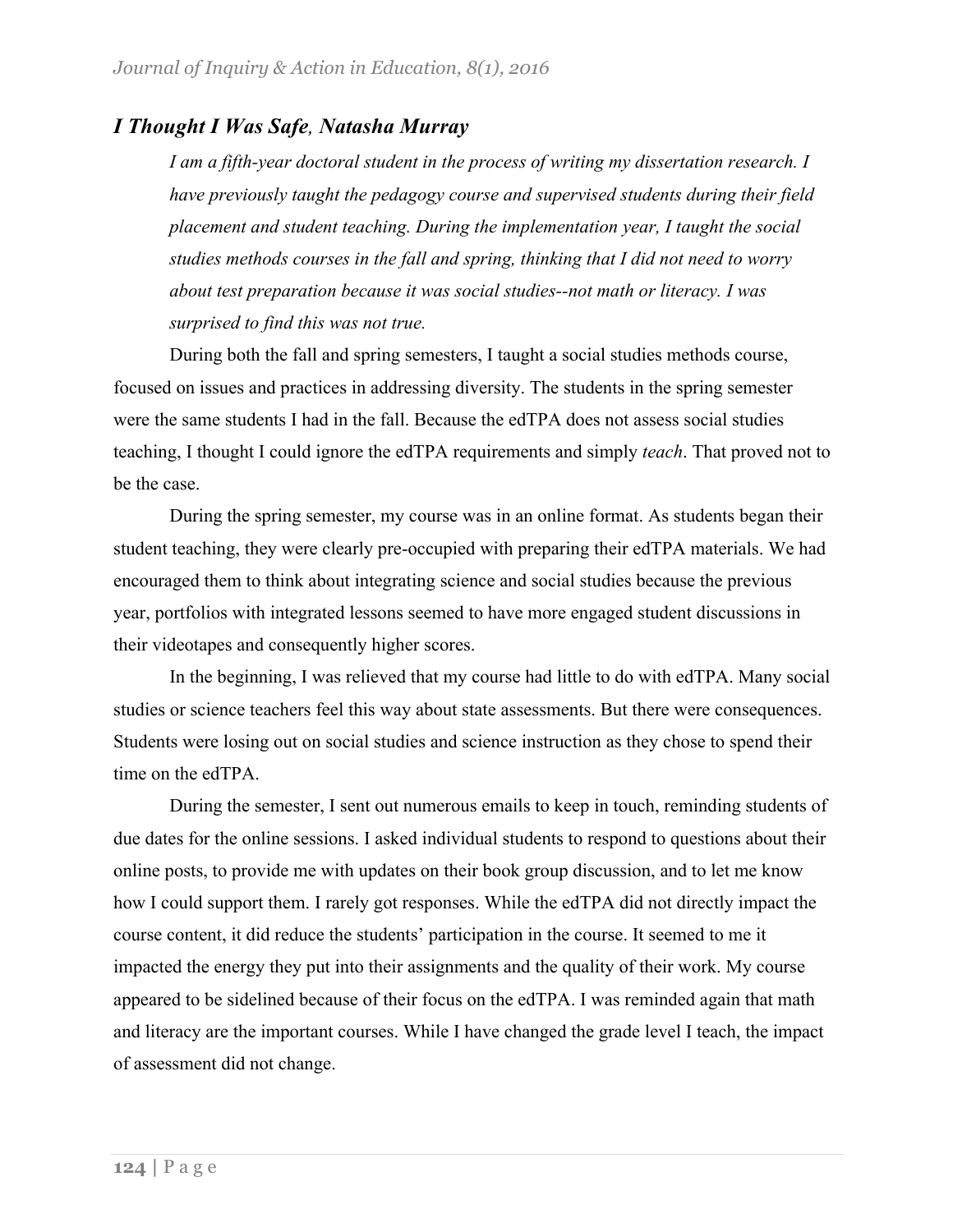## *I Thought I Was Safe*, *Natasha Murray*

*I am a fifth-year doctoral student in the process of writing my dissertation research. I have previously taught the pedagogy course and supervised students during their field placement and student teaching. During the implementation year, I taught the social studies methods courses in the fall and spring, thinking that I did not need to worry about test preparation because it was social studies--not math or literacy. I was surprised to find this was not true.*

During both the fall and spring semesters, I taught a social studies methods course, focused on issues and practices in addressing diversity. The students in the spring semester were the same students I had in the fall. Because the edTPA does not assess social studies teaching, I thought I could ignore the edTPA requirements and simply *teach*. That proved not to be the case.

During the spring semester, my course was in an online format. As students began their student teaching, they were clearly pre-occupied with preparing their edTPA materials. We had encouraged them to think about integrating science and social studies because the previous year, portfolios with integrated lessons seemed to have more engaged student discussions in their videotapes and consequently higher scores.

In the beginning, I was relieved that my course had little to do with edTPA. Many social studies or science teachers feel this way about state assessments. But there were consequences. Students were losing out on social studies and science instruction as they chose to spend their time on the edTPA.

During the semester, I sent out numerous emails to keep in touch, reminding students of due dates for the online sessions. I asked individual students to respond to questions about their online posts, to provide me with updates on their book group discussion, and to let me know how I could support them. I rarely got responses. While the edTPA did not directly impact the course content, it did reduce the students' participation in the course. It seemed to me it impacted the energy they put into their assignments and the quality of their work. My course appeared to be sidelined because of their focus on the edTPA. I was reminded again that math and literacy are the important courses. While I have changed the grade level I teach, the impact of assessment did not change.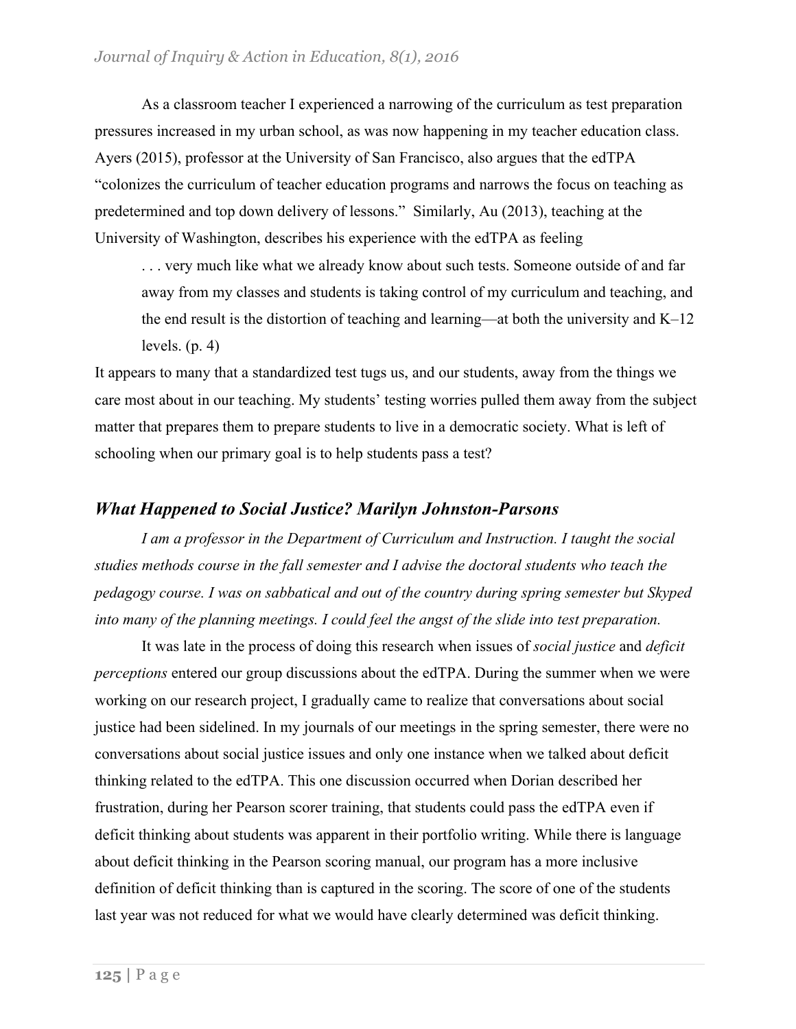As a classroom teacher I experienced a narrowing of the curriculum as test preparation pressures increased in my urban school, as was now happening in my teacher education class. Ayers (2015), professor at the University of San Francisco, also argues that the edTPA "colonizes the curriculum of teacher education programs and narrows the focus on teaching as predetermined and top down delivery of lessons." Similarly, Au (2013), teaching at the University of Washington, describes his experience with the edTPA as feeling

> . . . very much like what we already know about such tests. Someone outside of and far away from my classes and students is taking control of my curriculum and teaching, and the end result is the distortion of teaching and learning—at both the university and K–12 levels. (p. 4)

It appears to many that a standardized test tugs us, and our students, away from the things we care most about in our teaching. My students' testing worries pulled them away from the subject matter that prepares them to prepare students to live in a democratic society. What is left of schooling when our primary goal is to help students pass a test?

## *What Happened to Social Justice? Marilyn Johnston-Parsons*

*I am a professor in the Department of Curriculum and Instruction. I taught the social studies methods course in the fall semester and I advise the doctoral students who teach the pedagogy course. I was on sabbatical and out of the country during spring semester but Skyped into many of the planning meetings. I could feel the angst of the slide into test preparation.*

It was late in the process of doing this research when issues of *social justice* and *deficit perceptions* entered our group discussions about the edTPA. During the summer when we were working on our research project, I gradually came to realize that conversations about social justice had been sidelined. In my journals of our meetings in the spring semester, there were no conversations about social justice issues and only one instance when we talked about deficit thinking related to the edTPA. This one discussion occurred when Dorian described her frustration, during her Pearson scorer training, that students could pass the edTPA even if deficit thinking about students was apparent in their portfolio writing. While there is language about deficit thinking in the Pearson scoring manual, our program has a more inclusive definition of deficit thinking than is captured in the scoring. The score of one of the students last year was not reduced for what we would have clearly determined was deficit thinking.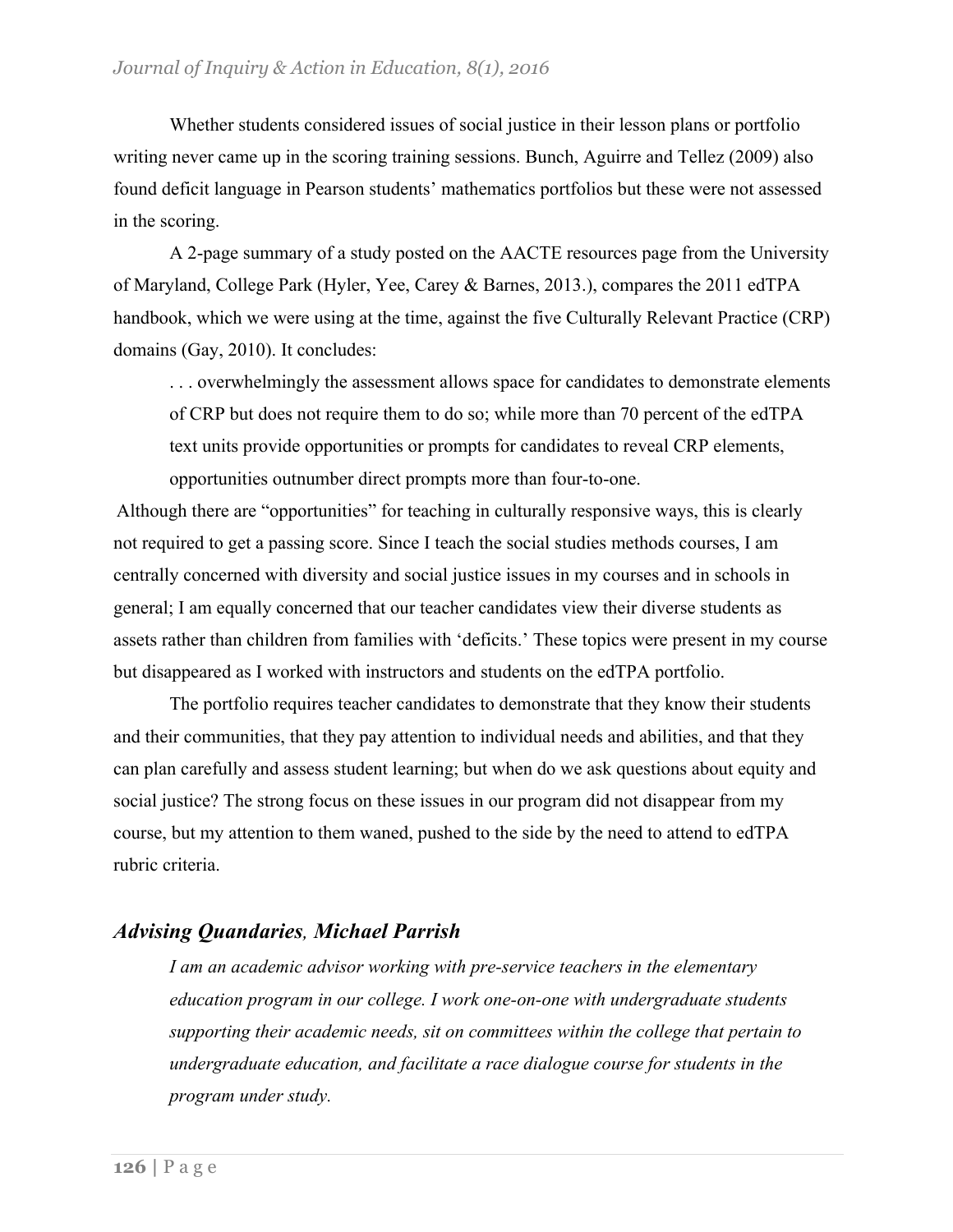Whether students considered issues of social justice in their lesson plans or portfolio writing never came up in the scoring training sessions. Bunch, Aguirre and Tellez (2009) also found deficit language in Pearson students' mathematics portfolios but these were not assessed in the scoring.

A 2-page summary of a study posted on the AACTE resources page from the University of Maryland, College Park (Hyler, Yee, Carey & Barnes, 2013.), compares the 2011 edTPA handbook, which we were using at the time, against the five Culturally Relevant Practice (CRP) domains (Gay, 2010). It concludes:

> . . . overwhelmingly the assessment allows space for candidates to demonstrate elements of CRP but does not require them to do so; while more than 70 percent of the edTPA text units provide opportunities or prompts for candidates to reveal CRP elements, opportunities outnumber direct prompts more than four-to-one.

Although there are "opportunities" for teaching in culturally responsive ways, this is clearly not required to get a passing score. Since I teach the social studies methods courses, I am centrally concerned with diversity and social justice issues in my courses and in schools in general; I am equally concerned that our teacher candidates view their diverse students as assets rather than children from families with 'deficits.' These topics were present in my course but disappeared as I worked with instructors and students on the edTPA portfolio.

The portfolio requires teacher candidates to demonstrate that they know their students and their communities, that they pay attention to individual needs and abilities, and that they can plan carefully and assess student learning; but when do we ask questions about equity and social justice? The strong focus on these issues in our program did not disappear from my course, but my attention to them waned, pushed to the side by the need to attend to edTPA rubric criteria.

## *Advising Quandaries, Michael Parrish*

> *I am an academic advisor working with pre-service teachers in the elementary education program in our college. I work one-on-one with undergraduate students supporting their academic needs, sit on committees within the college that pertain to undergraduate education, and facilitate a race dialogue course for students in the program under study.*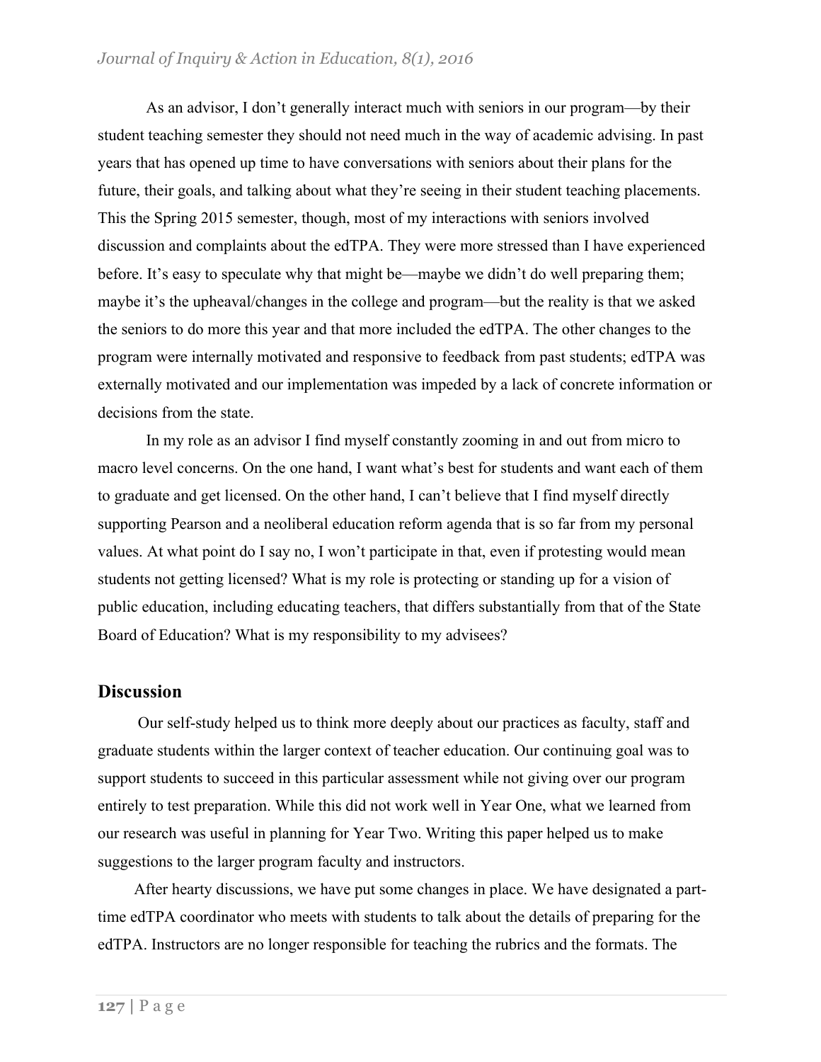As an advisor, I don't generally interact much with seniors in our program—by their student teaching semester they should not need much in the way of academic advising. In past years that has opened up time to have conversations with seniors about their plans for the future, their goals, and talking about what they're seeing in their student teaching placements. This the Spring 2015 semester, though, most of my interactions with seniors involved discussion and complaints about the edTPA. They were more stressed than I have experienced before. It's easy to speculate why that might be—maybe we didn't do well preparing them; maybe it's the upheaval/changes in the college and program—but the reality is that we asked the seniors to do more this year and that more included the edTPA. The other changes to the program were internally motivated and responsive to feedback from past students; edTPA was externally motivated and our implementation was impeded by a lack of concrete information or decisions from the state.

In my role as an advisor I find myself constantly zooming in and out from micro to macro level concerns. On the one hand, I want what's best for students and want each of them to graduate and get licensed. On the other hand, I can't believe that I find myself directly supporting Pearson and a neoliberal education reform agenda that is so far from my personal values. At what point do I say no, I won't participate in that, even if protesting would mean students not getting licensed? What is my role is protecting or standing up for a vision of public education, including educating teachers, that differs substantially from that of the State Board of Education? What is my responsibility to my advisees?

## Discussion

Our self-study helped us to think more deeply about our practices as faculty, staff and graduate students within the larger context of teacher education. Our continuing goal was to support students to succeed in this particular assessment while not giving over our program entirely to test preparation. While this did not work well in Year One, what we learned from our research was useful in planning for Year Two. Writing this paper helped us to make suggestions to the larger program faculty and instructors.

After hearty discussions, we have put some changes in place. We have designated a part-time edTPA coordinator who meets with students to talk about the details of preparing for the edTPA. Instructors are no longer responsible for teaching the rubrics and the formats. The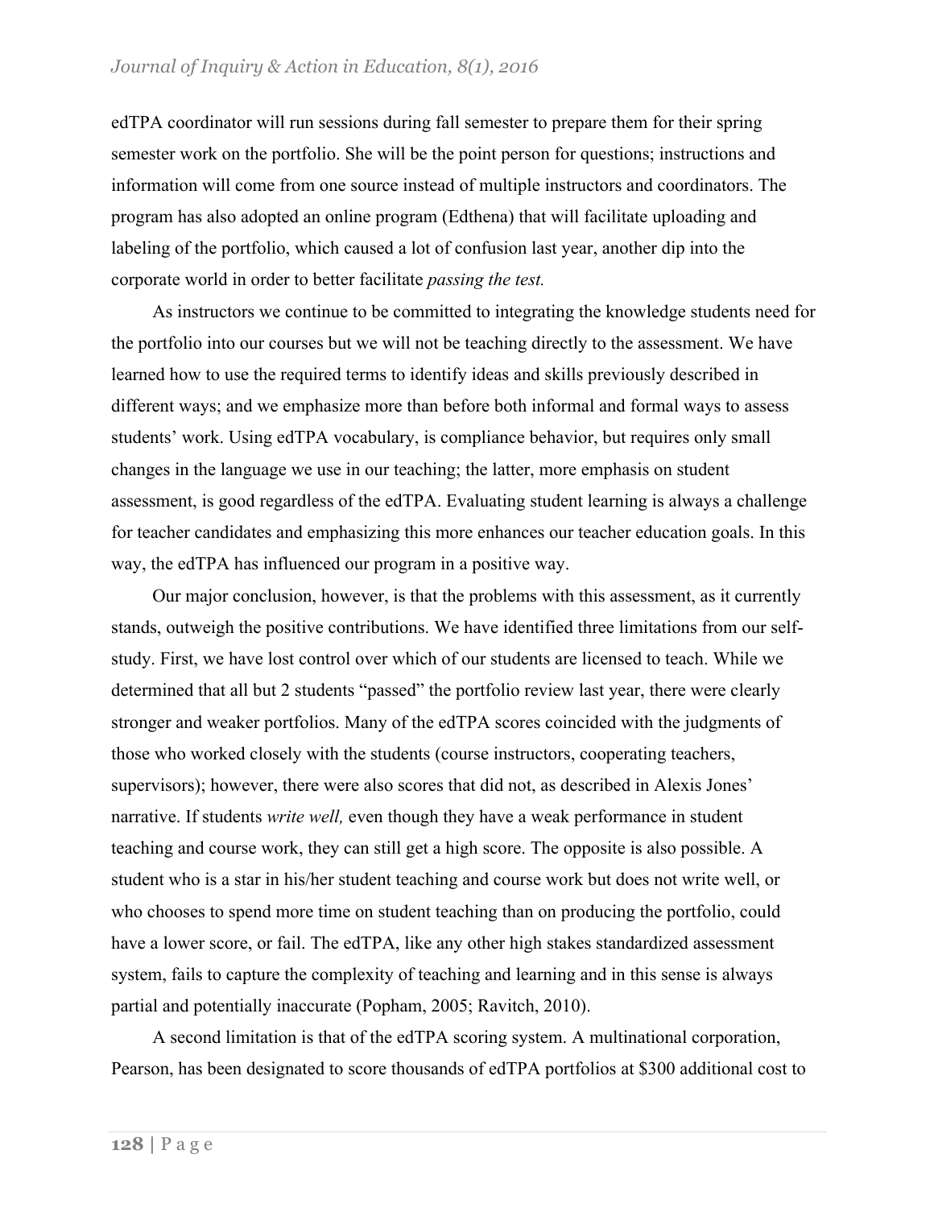edTPA coordinator will run sessions during fall semester to prepare them for their spring semester work on the portfolio. She will be the point person for questions; instructions and information will come from one source instead of multiple instructors and coordinators. The program has also adopted an online program (Edthena) that will facilitate uploading and labeling of the portfolio, which caused a lot of confusion last year, another dip into the corporate world in order to better facilitate *passing the test.*

As instructors we continue to be committed to integrating the knowledge students need for the portfolio into our courses but we will not be teaching directly to the assessment. We have learned how to use the required terms to identify ideas and skills previously described in different ways; and we emphasize more than before both informal and formal ways to assess students' work. Using edTPA vocabulary, is compliance behavior, but requires only small changes in the language we use in our teaching; the latter, more emphasis on student assessment, is good regardless of the edTPA. Evaluating student learning is always a challenge for teacher candidates and emphasizing this more enhances our teacher education goals. In this way, the edTPA has influenced our program in a positive way.

Our major conclusion, however, is that the problems with this assessment, as it currently stands, outweigh the positive contributions. We have identified three limitations from our self-study. First, we have lost control over which of our students are licensed to teach. While we determined that all but 2 students "passed" the portfolio review last year, there were clearly stronger and weaker portfolios. Many of the edTPA scores coincided with the judgments of those who worked closely with the students (course instructors, cooperating teachers, supervisors); however, there were also scores that did not, as described in Alexis Jones' narrative. If students *write well,* even though they have a weak performance in student teaching and course work, they can still get a high score. The opposite is also possible. A student who is a star in his/her student teaching and course work but does not write well, or who chooses to spend more time on student teaching than on producing the portfolio, could have a lower score, or fail. The edTPA, like any other high stakes standardized assessment system, fails to capture the complexity of teaching and learning and in this sense is always partial and potentially inaccurate (Popham, 2005; Ravitch, 2010).

A second limitation is that of the edTPA scoring system. A multinational corporation, Pearson, has been designated to score thousands of edTPA portfolios at $300 additional cost to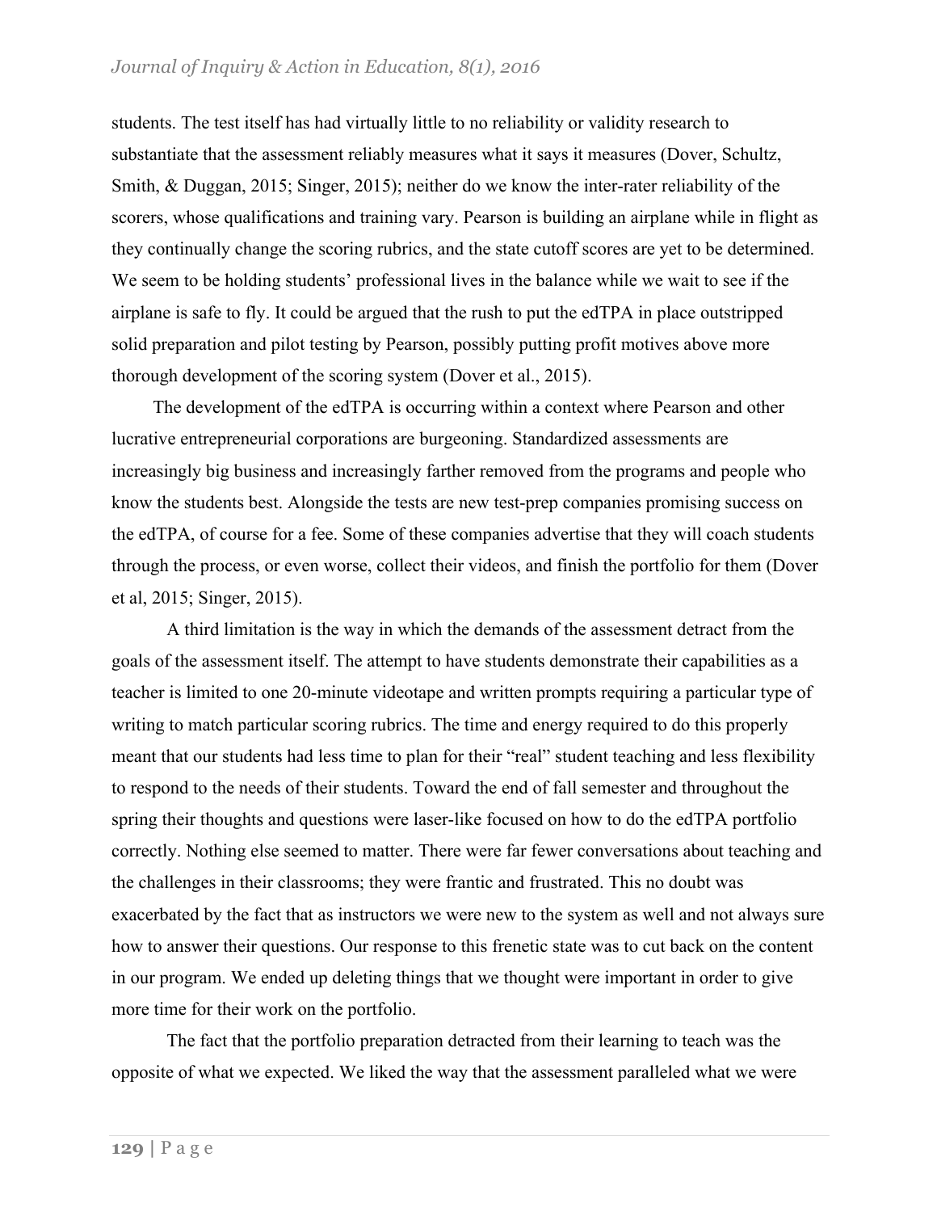students. The test itself has had virtually little to no reliability or validity research to substantiate that the assessment reliably measures what it says it measures (Dover, Schultz, Smith, & Duggan, 2015; Singer, 2015); neither do we know the inter-rater reliability of the scorers, whose qualifications and training vary. Pearson is building an airplane while in flight as they continually change the scoring rubrics, and the state cutoff scores are yet to be determined. We seem to be holding students' professional lives in the balance while we wait to see if the airplane is safe to fly. It could be argued that the rush to put the edTPA in place outstripped solid preparation and pilot testing by Pearson, possibly putting profit motives above more thorough development of the scoring system (Dover et al., 2015).

The development of the edTPA is occurring within a context where Pearson and other lucrative entrepreneurial corporations are burgeoning. Standardized assessments are increasingly big business and increasingly farther removed from the programs and people who know the students best. Alongside the tests are new test-prep companies promising success on the edTPA, of course for a fee. Some of these companies advertise that they will coach students through the process, or even worse, collect their videos, and finish the portfolio for them (Dover et al, 2015; Singer, 2015).

A third limitation is the way in which the demands of the assessment detract from the goals of the assessment itself. The attempt to have students demonstrate their capabilities as a teacher is limited to one 20-minute videotape and written prompts requiring a particular type of writing to match particular scoring rubrics. The time and energy required to do this properly meant that our students had less time to plan for their "real" student teaching and less flexibility to respond to the needs of their students. Toward the end of fall semester and throughout the spring their thoughts and questions were laser-like focused on how to do the edTPA portfolio correctly. Nothing else seemed to matter. There were far fewer conversations about teaching and the challenges in their classrooms; they were frantic and frustrated. This no doubt was exacerbated by the fact that as instructors we were new to the system as well and not always sure how to answer their questions. Our response to this frenetic state was to cut back on the content in our program. We ended up deleting things that we thought were important in order to give more time for their work on the portfolio.

The fact that the portfolio preparation detracted from their learning to teach was the opposite of what we expected. We liked the way that the assessment paralleled what we were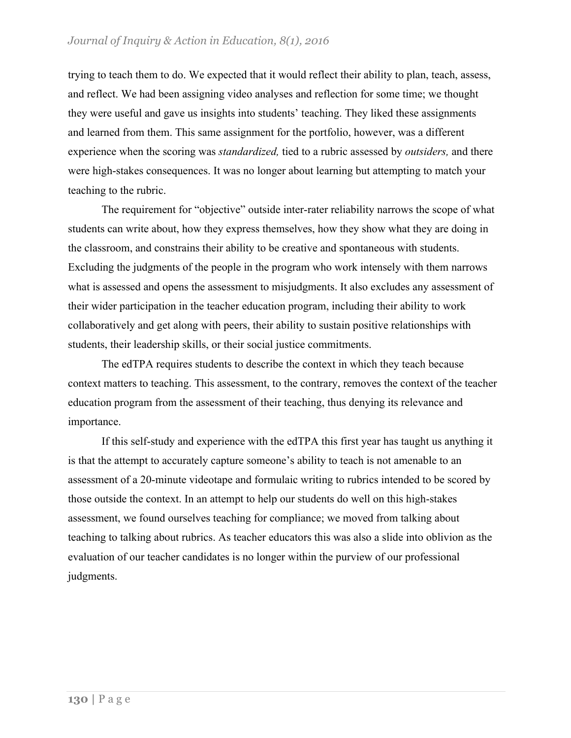trying to teach them to do. We expected that it would reflect their ability to plan, teach, assess, and reflect. We had been assigning video analyses and reflection for some time; we thought they were useful and gave us insights into students' teaching. They liked these assignments and learned from them. This same assignment for the portfolio, however, was a different experience when the scoring was *standardized,* tied to a rubric assessed by *outsiders,* and there were high-stakes consequences. It was no longer about learning but attempting to match your teaching to the rubric.

The requirement for "objective" outside inter-rater reliability narrows the scope of what students can write about, how they express themselves, how they show what they are doing in the classroom, and constrains their ability to be creative and spontaneous with students. Excluding the judgments of the people in the program who work intensely with them narrows what is assessed and opens the assessment to misjudgments. It also excludes any assessment of their wider participation in the teacher education program, including their ability to work collaboratively and get along with peers, their ability to sustain positive relationships with students, their leadership skills, or their social justice commitments.

The edTPA requires students to describe the context in which they teach because context matters to teaching. This assessment, to the contrary, removes the context of the teacher education program from the assessment of their teaching, thus denying its relevance and importance.

If this self-study and experience with the edTPA this first year has taught us anything it is that the attempt to accurately capture someone's ability to teach is not amenable to an assessment of a 20-minute videotape and formulaic writing to rubrics intended to be scored by those outside the context. In an attempt to help our students do well on this high-stakes assessment, we found ourselves teaching for compliance; we moved from talking about teaching to talking about rubrics. As teacher educators this was also a slide into oblivion as the evaluation of our teacher candidates is no longer within the purview of our professional judgments.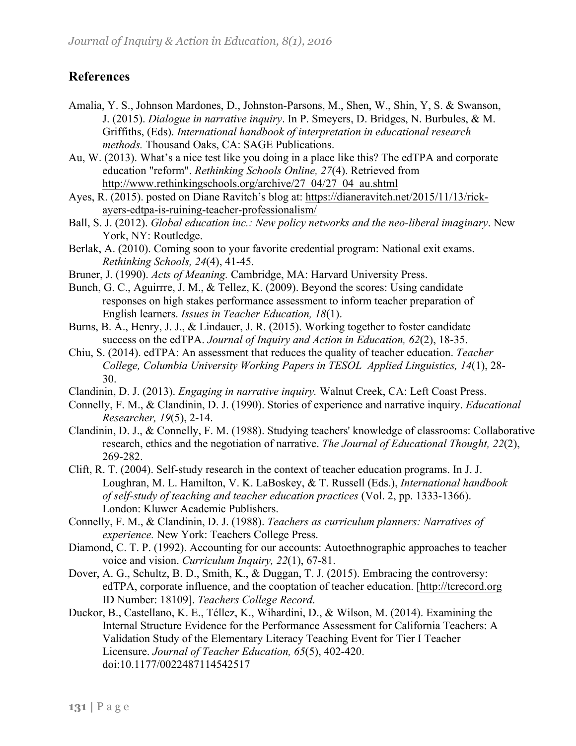## References

Amalia, Y. S., Johnson Mardones, D., Johnston-Parsons, M., Shen, W., Shin, Y, S. & Swanson, J. (2015). *Dialogue in narrative inquiry*. In P. Smeyers, D. Bridges, N. Burbules, & M. Griffiths, (Eds). *International handbook of interpretation in educational research methods.* Thousand Oaks, CA: SAGE Publications.

Au, W. (2013). What's a nice test like you doing in a place like this? The edTPA and corporate education "reform". *Rethinking Schools Online, 27*(4). Retrieved from http://www.rethinkingschools.org/archive/27_04/27_04_au.shtml

Ayes, R. (2015). posted on Diane Ravitch's blog at: https://dianeravitch.net/2015/11/13/rick-ayers-edtpa-is-ruining-teacher-professionalism/

Ball, S. J. (2012). *Global education inc.: New policy networks and the neo-liberal imaginary*. New York, NY: Routledge.

Berlak, A. (2010). Coming soon to your favorite credential program: National exit exams. *Rethinking Schools, 24*(4), 41-45.

Bruner, J. (1990). *Acts of Meaning.* Cambridge, MA: Harvard University Press.

Bunch, G. C., Aguirrre, J. M., & Tellez, K. (2009). Beyond the scores: Using candidate responses on high stakes performance assessment to inform teacher preparation of English learners. *Issues in Teacher Education, 18*(1).

Burns, B. A., Henry, J. J., & Lindauer, J. R. (2015). Working together to foster candidate success on the edTPA. *Journal of Inquiry and Action in Education, 62*(2), 18-35.

Chiu, S. (2014). edTPA: An assessment that reduces the quality of teacher education. *Teacher College, Columbia University Working Papers in TESOL Applied Linguistics, 14*(1), 28-30.

Clandinin, D. J. (2013). *Engaging in narrative inquiry.* Walnut Creek, CA: Left Coast Press.

Connelly, F. M., & Clandinin, D. J. (1990). Stories of experience and narrative inquiry. *Educational Researcher, 19*(5), 2-14.

Clandinin, D. J., & Connelly, F. M. (1988). Studying teachers' knowledge of classrooms: Collaborative research, ethics and the negotiation of narrative. *The Journal of Educational Thought, 22*(2), 269-282.

Clift, R. T. (2004). Self-study research in the context of teacher education programs. In J. J. Loughran, M. L. Hamilton, V. K. LaBoskey, & T. Russell (Eds.), *International handbook of self-study of teaching and teacher education practices* (Vol. 2, pp. 1333-1366). London: Kluwer Academic Publishers.

Connelly, F. M., & Clandinin, D. J. (1988). *Teachers as curriculum planners: Narratives of experience.* New York: Teachers College Press.

Diamond, C. T. P. (1992). Accounting for our accounts: Autoethnographic approaches to teacher voice and vision. *Curriculum Inquiry, 22*(1), 67-81.

Dover, A. G., Schultz, B. D., Smith, K., & Duggan, T. J. (2015). Embracing the controversy: edTPA, corporate influence, and the cooptation of teacher education. [http://tcrecord.org ID Number: 18109]. *Teachers College Record*.

Duckor, B., Castellano, K. E., Téllez, K., Wihardini, D., & Wilson, M. (2014). Examining the Internal Structure Evidence for the Performance Assessment for California Teachers: A Validation Study of the Elementary Literacy Teaching Event for Tier I Teacher Licensure. *Journal of Teacher Education, 65*(5), 402-420. doi:10.1177/0022487114542517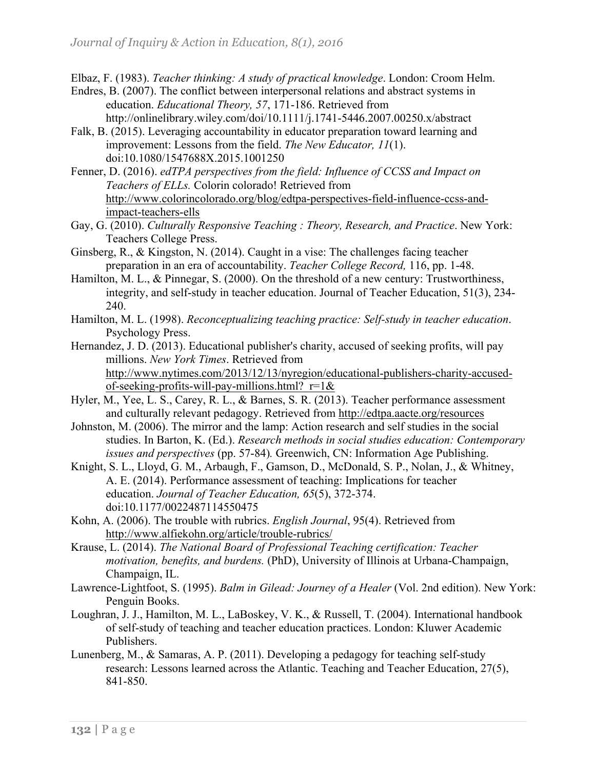Elbaz, F. (1983). *Teacher thinking: A study of practical knowledge*. London: Croom Helm.

Endres, B. (2007). The conflict between interpersonal relations and abstract systems in education. *Educational Theory, 57*, 171-186. Retrieved from http://onlinelibrary.wiley.com/doi/10.1111/j.1741-5446.2007.00250.x/abstract

Falk, B. (2015). Leveraging accountability in educator preparation toward learning and improvement: Lessons from the field. *The New Educator, 11*(1). doi:10.1080/1547688X.2015.1001250

Fenner, D. (2016). *edTPA perspectives from the field: Influence of CCSS and Impact on Teachers of ELLs.* Colorin colorado! Retrieved from http://www.colorincolorado.org/blog/edtpa-perspectives-field-influence-ccss-and-impact-teachers-ells

Gay, G. (2010). *Culturally Responsive Teaching : Theory, Research, and Practice*. New York: Teachers College Press.

Ginsberg, R., & Kingston, N. (2014). Caught in a vise: The challenges facing teacher preparation in an era of accountability. *Teacher College Record,* 116, pp. 1-48.

Hamilton, M. L., & Pinnegar, S. (2000). On the threshold of a new century: Trustworthiness, integrity, and self-study in teacher education. Journal of Teacher Education, 51(3), 234-240.

Hamilton, M. L. (1998). *Reconceptualizing teaching practice: Self-study in teacher education*. Psychology Press.

Hernandez, J. D. (2013). Educational publisher's charity, accused of seeking profits, will pay millions. *New York Times*. Retrieved from http://www.nytimes.com/2013/12/13/nyregion/educational-publishers-charity-accused-of-seeking-profits-will-pay-millions.html?_r=1&

Hyler, M., Yee, L. S., Carey, R. L., & Barnes, S. R. (2013). Teacher performance assessment and culturally relevant pedagogy. Retrieved from http://edtpa.aacte.org/resources

Johnston, M. (2006). The mirror and the lamp: Action research and self studies in the social studies. In Barton, K. (Ed.). *Research methods in social studies education: Contemporary issues and perspectives* (pp. 57-84)*.* Greenwich, CN: Information Age Publishing.

Knight, S. L., Lloyd, G. M., Arbaugh, F., Gamson, D., McDonald, S. P., Nolan, J., & Whitney, A. E. (2014). Performance assessment of teaching: Implications for teacher education. *Journal of Teacher Education, 65*(5), 372-374. doi:10.1177/0022487114550475

Kohn, A. (2006). The trouble with rubrics. *English Journal*, 95(4). Retrieved from http://www.alfiekohn.org/article/trouble-rubrics/

Krause, L. (2014). *The National Board of Professional Teaching certification: Teacher motivation, benefits, and burdens.* (PhD), University of Illinois at Urbana-Champaign, Champaign, IL.

Lawrence-Lightfoot, S. (1995). *Balm in Gilead: Journey of a Healer* (Vol. 2nd edition). New York: Penguin Books.

Loughran, J. J., Hamilton, M. L., LaBoskey, V. K., & Russell, T. (2004). International handbook of self-study of teaching and teacher education practices. London: Kluwer Academic Publishers.

Lunenberg, M., & Samaras, A. P. (2011). Developing a pedagogy for teaching self-study research: Lessons learned across the Atlantic. Teaching and Teacher Education, 27(5), 841-850.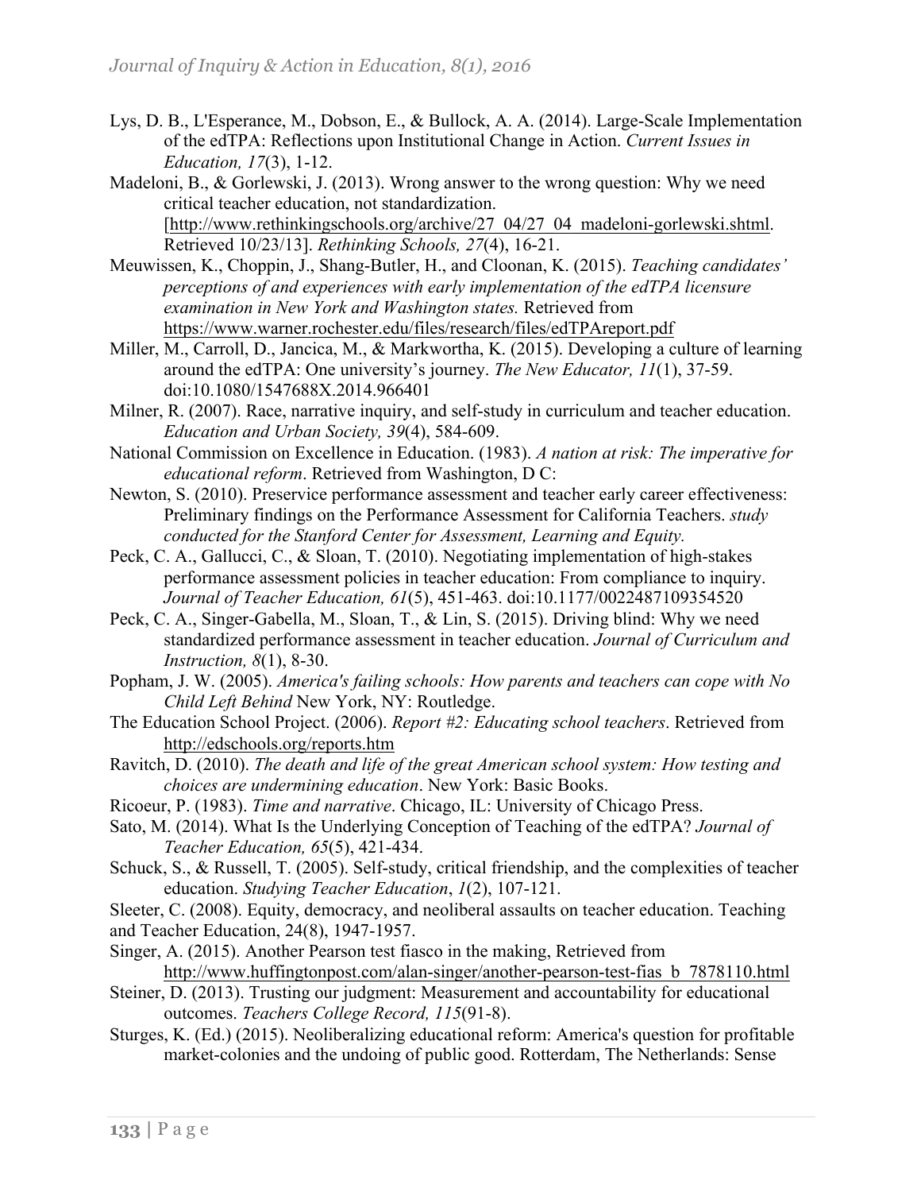Lys, D. B., L'Esperance, M., Dobson, E., & Bullock, A. A. (2014). Large-Scale Implementation of the edTPA: Reflections upon Institutional Change in Action. *Current Issues in Education, 17*(3), 1-12.

Madeloni, B., & Gorlewski, J. (2013). Wrong answer to the wrong question: Why we need critical teacher education, not standardization. [http://www.rethinkingschools.org/archive/27_04/27_04_madeloni-gorlewski.shtml. Retrieved 10/23/13]. *Rethinking Schools, 27*(4), 16-21.

Meuwissen, K., Choppin, J., Shang-Butler, H., and Cloonan, K. (2015). *Teaching candidates' perceptions of and experiences with early implementation of the edTPA licensure examination in New York and Washington states.* Retrieved from https://www.warner.rochester.edu/files/research/files/edTPAreport.pdf

Miller, M., Carroll, D., Jancica, M., & Markwortha, K. (2015). Developing a culture of learning around the edTPA: One university's journey. *The New Educator, 11*(1), 37-59. doi:10.1080/1547688X.2014.966401

Milner, R. (2007). Race, narrative inquiry, and self-study in curriculum and teacher education. *Education and Urban Society, 39*(4), 584-609.

National Commission on Excellence in Education. (1983). *A nation at risk: The imperative for educational reform*. Retrieved from Washington, D C:

Newton, S. (2010). Preservice performance assessment and teacher early career effectiveness: Preliminary findings on the Performance Assessment for California Teachers. *study conducted for the Stanford Center for Assessment, Learning and Equity.*

Peck, C. A., Gallucci, C., & Sloan, T. (2010). Negotiating implementation of high-stakes performance assessment policies in teacher education: From compliance to inquiry. *Journal of Teacher Education, 61*(5), 451-463. doi:10.1177/0022487109354520

Peck, C. A., Singer-Gabella, M., Sloan, T., & Lin, S. (2015). Driving blind: Why we need standardized performance assessment in teacher education. *Journal of Curriculum and Instruction, 8*(1), 8-30.

Popham, J. W. (2005). *America's failing schools: How parents and teachers can cope with No Child Left Behind* New York, NY: Routledge.

The Education School Project. (2006). *Report #2: Educating school teachers*. Retrieved from http://edschools.org/reports.htm

Ravitch, D. (2010). *The death and life of the great American school system: How testing and choices are undermining education*. New York: Basic Books.

Ricoeur, P. (1983). *Time and narrative*. Chicago, IL: University of Chicago Press.

Sato, M. (2014). What Is the Underlying Conception of Teaching of the edTPA? *Journal of Teacher Education, 65*(5), 421-434.

Schuck, S., & Russell, T. (2005). Self-study, critical friendship, and the complexities of teacher education. *Studying Teacher Education*, *1*(2), 107-121.

Sleeter, C. (2008). Equity, democracy, and neoliberal assaults on teacher education. Teaching and Teacher Education, 24(8), 1947-1957.

Singer, A. (2015). Another Pearson test fiasco in the making, Retrieved from http://www.huffingtonpost.com/alan-singer/another-pearson-test-fias_b_7878110.html

Steiner, D. (2013). Trusting our judgment: Measurement and accountability for educational outcomes. *Teachers College Record, 115*(91-8).

Sturges, K. (Ed.) (2015). Neoliberalizing educational reform: America's question for profitable market-colonies and the undoing of public good. Rotterdam, The Netherlands: Sense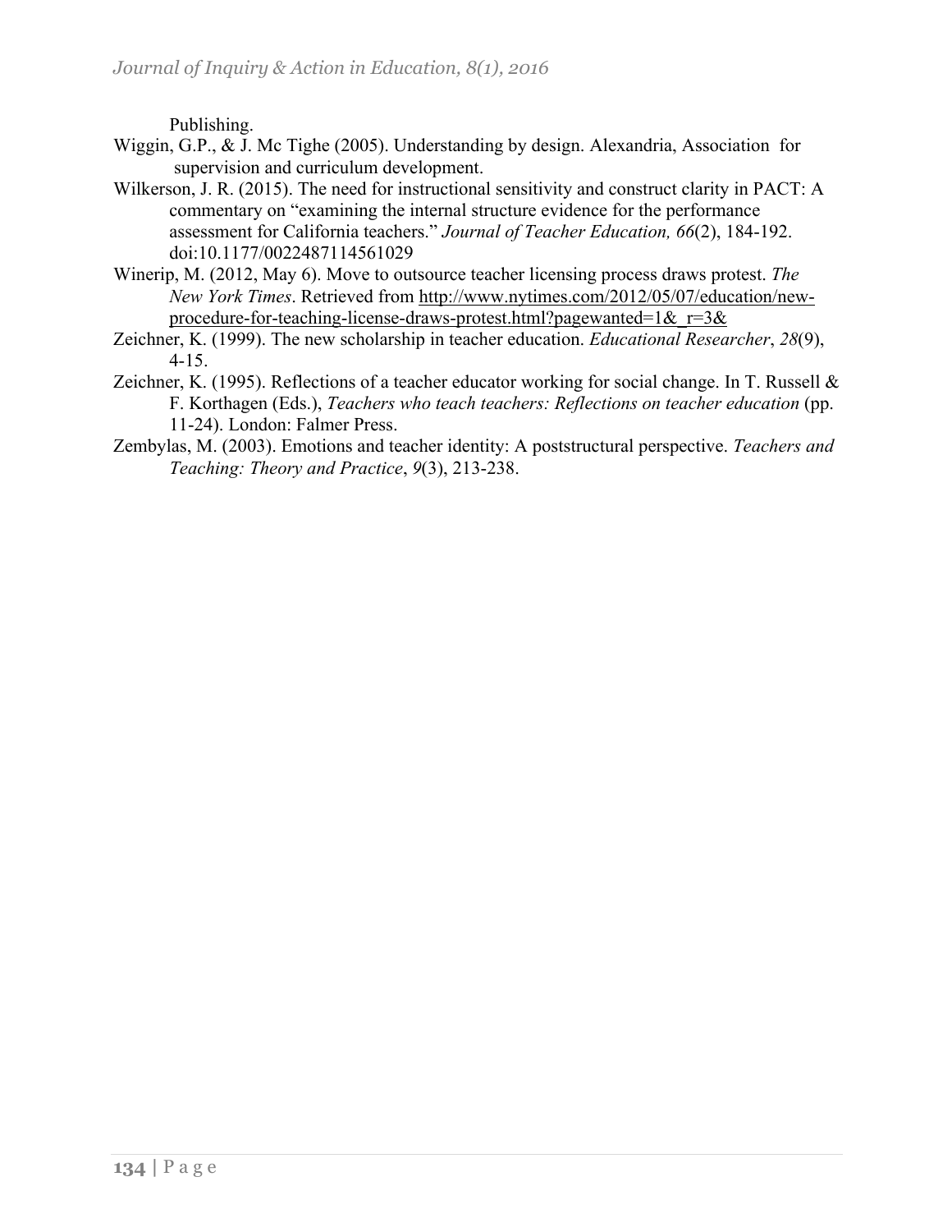Publishing.

Wiggin, G.P., & J. Mc Tighe (2005). Understanding by design. Alexandria, Association for supervision and curriculum development.

Wilkerson, J. R. (2015). The need for instructional sensitivity and construct clarity in PACT: A commentary on "examining the internal structure evidence for the performance assessment for California teachers." *Journal of Teacher Education, 66*(2), 184-192. doi:10.1177/0022487114561029

Winerip, M. (2012, May 6). Move to outsource teacher licensing process draws protest. *The New York Times*. Retrieved from http://www.nytimes.com/2012/05/07/education/new-procedure-for-teaching-license-draws-protest.html?pagewanted=1&_r=3&

Zeichner, K. (1999). The new scholarship in teacher education. *Educational Researcher*, *28*(9), 4-15.

Zeichner, K. (1995). Reflections of a teacher educator working for social change. In T. Russell & F. Korthagen (Eds.), *Teachers who teach teachers: Reflections on teacher education* (pp. 11-24). London: Falmer Press.

Zembylas, M. (2003). Emotions and teacher identity: A poststructural perspective. *Teachers and Teaching: Theory and Practice*, *9*(3), 213-238.